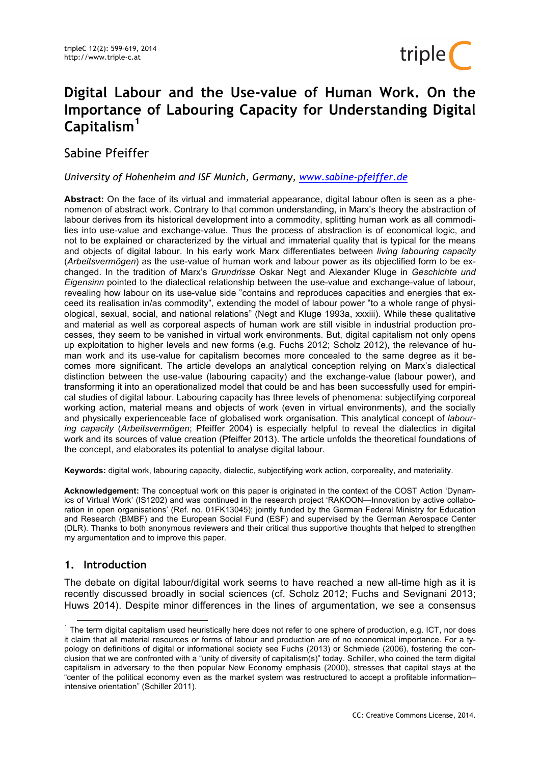# Digital Labour and the Use-value of Human Work. On the Importance of Labouring Capacity for Understanding Digital Capitalism[1]

Sabine Pfeiffer

*University of Hohenheim and ISF Munich, Germany, [www.sabine-pfeiffer.de](www.sabine-pfeiffer.de)*

**Abstract:** On the face of its virtual and immaterial appearance, digital labour often is seen as a phenomenon of abstract work. Contrary to that common understanding, in Marx's theory the abstraction of labour derives from its historical development into a commodity, splitting human work as all commodities into use-value and exchange-value. Thus the process of abstraction is of economical logic, and not to be explained or characterized by the virtual and immaterial quality that is typical for the means and objects of digital labour. In his early work Marx differentiates between *living labouring capacity* (*Arbeitsvermögen*) as the use-value of human work and labour power as its objectified form to be exchanged. In the tradition of Marx's *Grundrisse* Oskar Negt and Alexander Kluge in *Geschichte und Eigensinn* pointed to the dialectical relationship between the use-value and exchange-value of labour, revealing how labour on its use-value side "contains and reproduces capacities and energies that exceed its realisation in/as commodity", extending the model of labour power "to a whole range of physiological, sexual, social, and national relations" (Negt and Kluge 1993a, xxxiii). While these qualitative and material as well as corporeal aspects of human work are still visible in industrial production processes, they seem to be vanished in virtual work environments. But, digital capitalism not only opens up exploitation to higher levels and new forms (e.g. Fuchs 2012; Scholz 2012), the relevance of human work and its use-value for capitalism becomes more concealed to the same degree as it becomes more significant. The article develops an analytical conception relying on Marx's dialectical distinction between the use-value (labouring capacity) and the exchange-value (labour power), and transforming it into an operationalized model that could be and has been successfully used for empirical studies of digital labour. Labouring capacity has three levels of phenomena: subjectifying corporeal working action, material means and objects of work (even in virtual environments), and the socially and physically experienceable face of globalised work organisation. This analytical concept of *labouring capacity* (*Arbeitsvermögen*; Pfeiffer 2004) is especially helpful to reveal the dialectics in digital work and its sources of value creation (Pfeiffer 2013). The article unfolds the theoretical foundations of the concept, and elaborates its potential to analyse digital labour.

**Keywords:** digital work, labouring capacity, dialectic, subjectifying work action, corporeality, and materiality.

**Acknowledgement:** The conceptual work on this paper is originated in the context of the COST Action 'Dynamics of Virtual Work' (IS1202) and was continued in the research project 'RAKOON—Innovation by active collaboration in open organisations' (Ref. no. 01FK13045); jointly funded by the German Federal Ministry for Education and Research (BMBF) and the European Social Fund (ESF) and supervised by the German Aerospace Center (DLR). Thanks to both anonymous reviewers and their critical thus supportive thoughts that helped to strengthen my argumentation and to improve this paper.

## 1. Introduction

The debate on digital labour/digital work seems to have reached a new all-time high as it is recently discussed broadly in social sciences (cf. Scholz 2012; Fuchs and Sevignani 2013; Huws 2014). Despite minor differences in the lines of argumentation, we see a consensus

[1] The term digital capitalism used heuristically here does not refer to one sphere of production, e.g. ICT, nor does it claim that all material resources or forms of labour and production are of no economical importance. For a typology on definitions of digital or informational society see Fuchs (2013) or Schmiede (2006), fostering the conclusion that we are confronted with a "unity of diversity of capitalism(s)" today. Schiller, who coined the term digital capitalism in adversary to the then popular New Economy emphasis (2000), stresses that capital stays at the "center of the political economy even as the market system was restructured to accept a profitable information–intensive orientation" (Schiller 2011).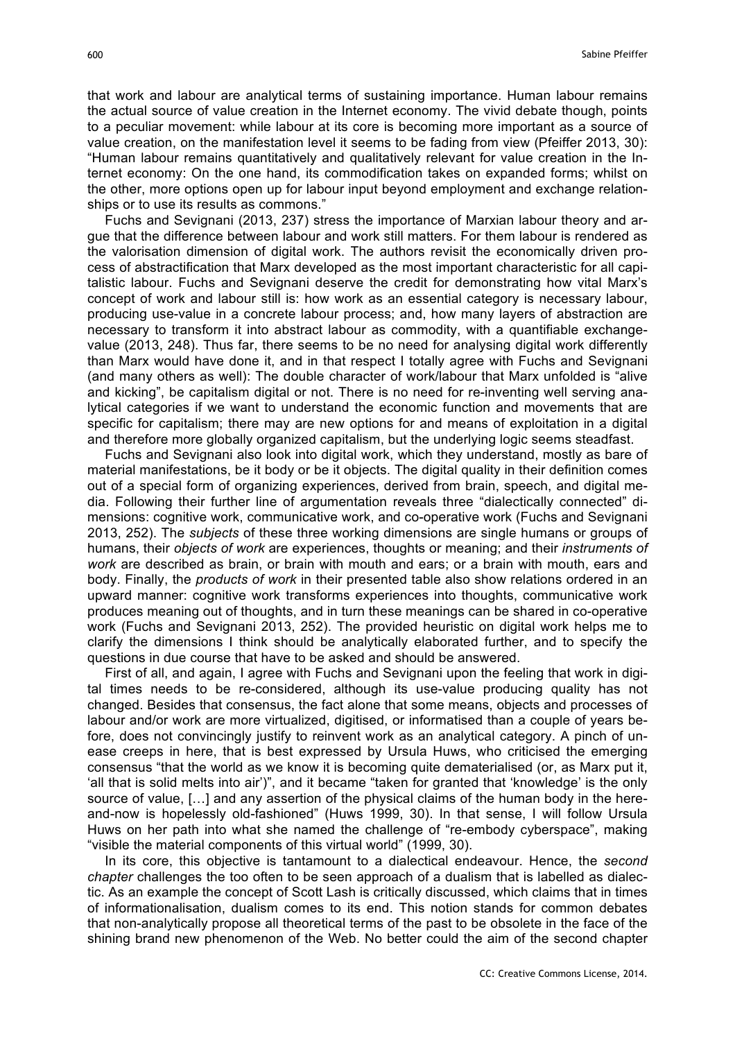that work and labour are analytical terms of sustaining importance. Human labour remains the actual source of value creation in the Internet economy. The vivid debate though, points to a peculiar movement: while labour at its core is becoming more important as a source of value creation, on the manifestation level it seems to be fading from view (Pfeiffer 2013, 30): "Human labour remains quantitatively and qualitatively relevant for value creation in the Internet economy: On the one hand, its commodification takes on expanded forms; whilst on the other, more options open up for labour input beyond employment and exchange relationships or to use its results as commons."

Fuchs and Sevignani (2013, 237) stress the importance of Marxian labour theory and argue that the difference between labour and work still matters. For them labour is rendered as the valorisation dimension of digital work. The authors revisit the economically driven process of abstractification that Marx developed as the most important characteristic for all capitalistic labour. Fuchs and Sevignani deserve the credit for demonstrating how vital Marx's concept of work and labour still is: how work as an essential category is necessary labour, producing use-value in a concrete labour process; and, how many layers of abstraction are necessary to transform it into abstract labour as commodity, with a quantifiable exchange-value (2013, 248). Thus far, there seems to be no need for analysing digital work differently than Marx would have done it, and in that respect I totally agree with Fuchs and Sevignani (and many others as well): The double character of work/labour that Marx unfolded is "alive and kicking", be capitalism digital or not. There is no need for re-inventing well serving analytical categories if we want to understand the economic function and movements that are specific for capitalism; there may are new options for and means of exploitation in a digital and therefore more globally organized capitalism, but the underlying logic seems steadfast.

Fuchs and Sevignani also look into digital work, which they understand, mostly as bare of material manifestations, be it body or be it objects. The digital quality in their definition comes out of a special form of organizing experiences, derived from brain, speech, and digital media. Following their further line of argumentation reveals three "dialectically connected" dimensions: cognitive work, communicative work, and co-operative work (Fuchs and Sevignani 2013, 252). The *subjects* of these three working dimensions are single humans or groups of humans, their *objects of work* are experiences, thoughts or meaning; and their *instruments of work* are described as brain, or brain with mouth and ears; or a brain with mouth, ears and body. Finally, the *products of work* in their presented table also show relations ordered in an upward manner: cognitive work transforms experiences into thoughts, communicative work produces meaning out of thoughts, and in turn these meanings can be shared in co-operative work (Fuchs and Sevignani 2013, 252). The provided heuristic on digital work helps me to clarify the dimensions I think should be analytically elaborated further, and to specify the questions in due course that have to be asked and should be answered.

First of all, and again, I agree with Fuchs and Sevignani upon the feeling that work in digital times needs to be re-considered, although its use-value producing quality has not changed. Besides that consensus, the fact alone that some means, objects and processes of labour and/or work are more virtualized, digitised, or informatised than a couple of years before, does not convincingly justify to reinvent work as an analytical category. A pinch of unease creeps in here, that is best expressed by Ursula Huws, who criticised the emerging consensus "that the world as we know it is becoming quite dematerialised (or, as Marx put it, 'all that is solid melts into air')", and it became "taken for granted that 'knowledge' is the only source of value, […] and any assertion of the physical claims of the human body in the here-and-now is hopelessly old-fashioned" (Huws 1999, 30). In that sense, I will follow Ursula Huws on her path into what she named the challenge of "re-embody cyberspace", making "visible the material components of this virtual world" (1999, 30).

In its core, this objective is tantamount to a dialectical endeavour. Hence, the *second chapter* challenges the too often to be seen approach of a dualism that is labelled as dialectic. As an example the concept of Scott Lash is critically discussed, which claims that in times of informationalisation, dualism comes to its end. This notion stands for common debates that non-analytically propose all theoretical terms of the past to be obsolete in the face of the shining brand new phenomenon of the Web. No better could the aim of the second chapter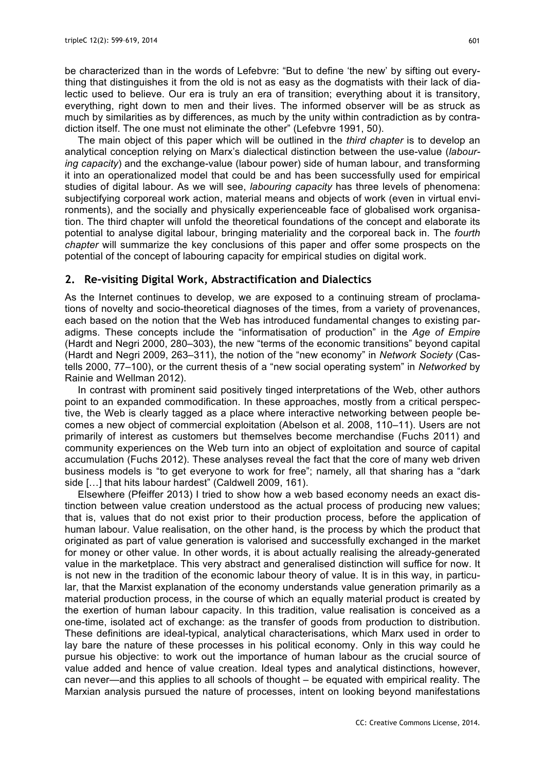be characterized than in the words of Lefebvre: "But to define 'the new' by sifting out everything that distinguishes it from the old is not as easy as the dogmatists with their lack of dialectic used to believe. Our era is truly an era of transition; everything about it is transitory, everything, right down to men and their lives. The informed observer will be as struck as much by similarities as by differences, as much by the unity within contradiction as by contradiction itself. The one must not eliminate the other" (Lefebvre 1991, 50).

The main object of this paper which will be outlined in the *third chapter* is to develop an analytical conception relying on Marx's dialectical distinction between the use-value (*labouring capacity*) and the exchange-value (labour power) side of human labour, and transforming it into an operationalized model that could be and has been successfully used for empirical studies of digital labour. As we will see, *labouring capacity* has three levels of phenomena: subjectifying corporeal work action, material means and objects of work (even in virtual environments), and the socially and physically experienceable face of globalised work organisation. The third chapter will unfold the theoretical foundations of the concept and elaborate its potential to analyse digital labour, bringing materiality and the corporeal back in. The *fourth chapter* will summarize the key conclusions of this paper and offer some prospects on the potential of the concept of labouring capacity for empirical studies on digital work.

## 2. Re-visiting Digital Work, Abstractification and Dialectics

As the Internet continues to develop, we are exposed to a continuing stream of proclamations of novelty and socio-theoretical diagnoses of the times, from a variety of provenances, each based on the notion that the Web has introduced fundamental changes to existing paradigms. These concepts include the "informatisation of production" in the *Age of Empire* (Hardt and Negri 2000, 280–303), the new "terms of the economic transitions" beyond capital (Hardt and Negri 2009, 263–311), the notion of the "new economy" in *Network Society* (Castells 2000, 77–100), or the current thesis of a "new social operating system" in *Networked* by Rainie and Wellman 2012).

In contrast with prominent said positively tinged interpretations of the Web, other authors point to an expanded commodification. In these approaches, mostly from a critical perspective, the Web is clearly tagged as a place where interactive networking between people becomes a new object of commercial exploitation (Abelson et al. 2008, 110–11). Users are not primarily of interest as customers but themselves become merchandise (Fuchs 2011) and community experiences on the Web turn into an object of exploitation and source of capital accumulation (Fuchs 2012). These analyses reveal the fact that the core of many web driven business models is "to get everyone to work for free"; namely, all that sharing has a "dark side […] that hits labour hardest" (Caldwell 2009, 161).

Elsewhere (Pfeiffer 2013) I tried to show how a web based economy needs an exact distinction between value creation understood as the actual process of producing new values; that is, values that do not exist prior to their production process, before the application of human labour. Value realisation, on the other hand, is the process by which the product that originated as part of value generation is valorised and successfully exchanged in the market for money or other value. In other words, it is about actually realising the already-generated value in the marketplace. This very abstract and generalised distinction will suffice for now. It is not new in the tradition of the economic labour theory of value. It is in this way, in particular, that the Marxist explanation of the economy understands value generation primarily as a material production process, in the course of which an equally material product is created by the exertion of human labour capacity. In this tradition, value realisation is conceived as a one-time, isolated act of exchange: as the transfer of goods from production to distribution. These definitions are ideal-typical, analytical characterisations, which Marx used in order to lay bare the nature of these processes in his political economy. Only in this way could he pursue his objective: to work out the importance of human labour as the crucial source of value added and hence of value creation. Ideal types and analytical distinctions, however, can never—and this applies to all schools of thought – be equated with empirical reality. The Marxian analysis pursued the nature of processes, intent on looking beyond manifestations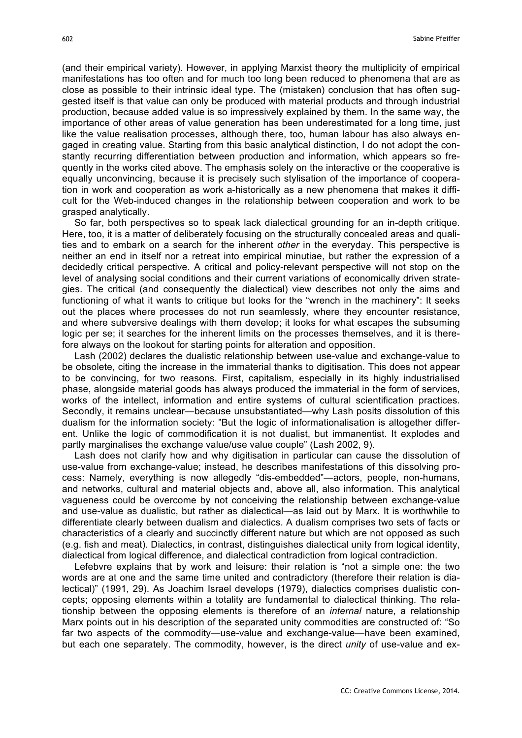(and their empirical variety). However, in applying Marxist theory the multiplicity of empirical manifestations has too often and for much too long been reduced to phenomena that are as close as possible to their intrinsic ideal type. The (mistaken) conclusion that has often suggested itself is that value can only be produced with material products and through industrial production, because added value is so impressively explained by them. In the same way, the importance of other areas of value generation has been underestimated for a long time, just like the value realisation processes, although there, too, human labour has also always engaged in creating value. Starting from this basic analytical distinction, I do not adopt the constantly recurring differentiation between production and information, which appears so frequently in the works cited above. The emphasis solely on the interactive or the cooperative is equally unconvincing, because it is precisely such stylisation of the importance of cooperation in work and cooperation as work a-historically as a new phenomena that makes it difficult for the Web-induced changes in the relationship between cooperation and work to be grasped analytically.

So far, both perspectives so to speak lack dialectical grounding for an in-depth critique. Here, too, it is a matter of deliberately focusing on the structurally concealed areas and qualities and to embark on a search for the inherent *other* in the everyday. This perspective is neither an end in itself nor a retreat into empirical minutiae, but rather the expression of a decidedly critical perspective. A critical and policy-relevant perspective will not stop on the level of analysing social conditions and their current variations of economically driven strategies. The critical (and consequently the dialectical) view describes not only the aims and functioning of what it wants to critique but looks for the "wrench in the machinery": It seeks out the places where processes do not run seamlessly, where they encounter resistance, and where subversive dealings with them develop; it looks for what escapes the subsuming logic per se; it searches for the inherent limits on the processes themselves, and it is therefore always on the lookout for starting points for alteration and opposition.

Lash (2002) declares the dualistic relationship between use-value and exchange-value to be obsolete, citing the increase in the immaterial thanks to digitisation. This does not appear to be convincing, for two reasons. First, capitalism, especially in its highly industrialised phase, alongside material goods has always produced the immaterial in the form of services, works of the intellect, information and entire systems of cultural scientification practices. Secondly, it remains unclear—because unsubstantiated—why Lash posits dissolution of this dualism for the information society: "But the logic of informationalisation is altogether different. Unlike the logic of commodification it is not dualist, but immanentist. It explodes and partly marginalises the exchange value/use value couple" (Lash 2002, 9).

Lash does not clarify how and why digitisation in particular can cause the dissolution of use-value from exchange-value; instead, he describes manifestations of this dissolving process: Namely, everything is now allegedly "dis-embedded"—actors, people, non-humans, and networks, cultural and material objects and, above all, also information. This analytical vagueness could be overcome by not conceiving the relationship between exchange-value and use-value as dualistic, but rather as dialectical—as laid out by Marx. It is worthwhile to differentiate clearly between dualism and dialectics. A dualism comprises two sets of facts or characteristics of a clearly and succinctly different nature but which are not opposed as such (e.g. fish and meat). Dialectics, in contrast, distinguishes dialectical unity from logical identity, dialectical from logical difference, and dialectical contradiction from logical contradiction.

Lefebvre explains that by work and leisure: their relation is "not a simple one: the two words are at one and the same time united and contradictory (therefore their relation is dialectical)" (1991, 29). As Joachim Israel develops (1979), dialectics comprises dualistic concepts; opposing elements within a totality are fundamental to dialectical thinking. The relationship between the opposing elements is therefore of an *internal* nature, a relationship Marx points out in his description of the separated unity commodities are constructed of: "So far two aspects of the commodity—use-value and exchange-value—have been examined, but each one separately. The commodity, however, is the direct *unity* of use-value and ex-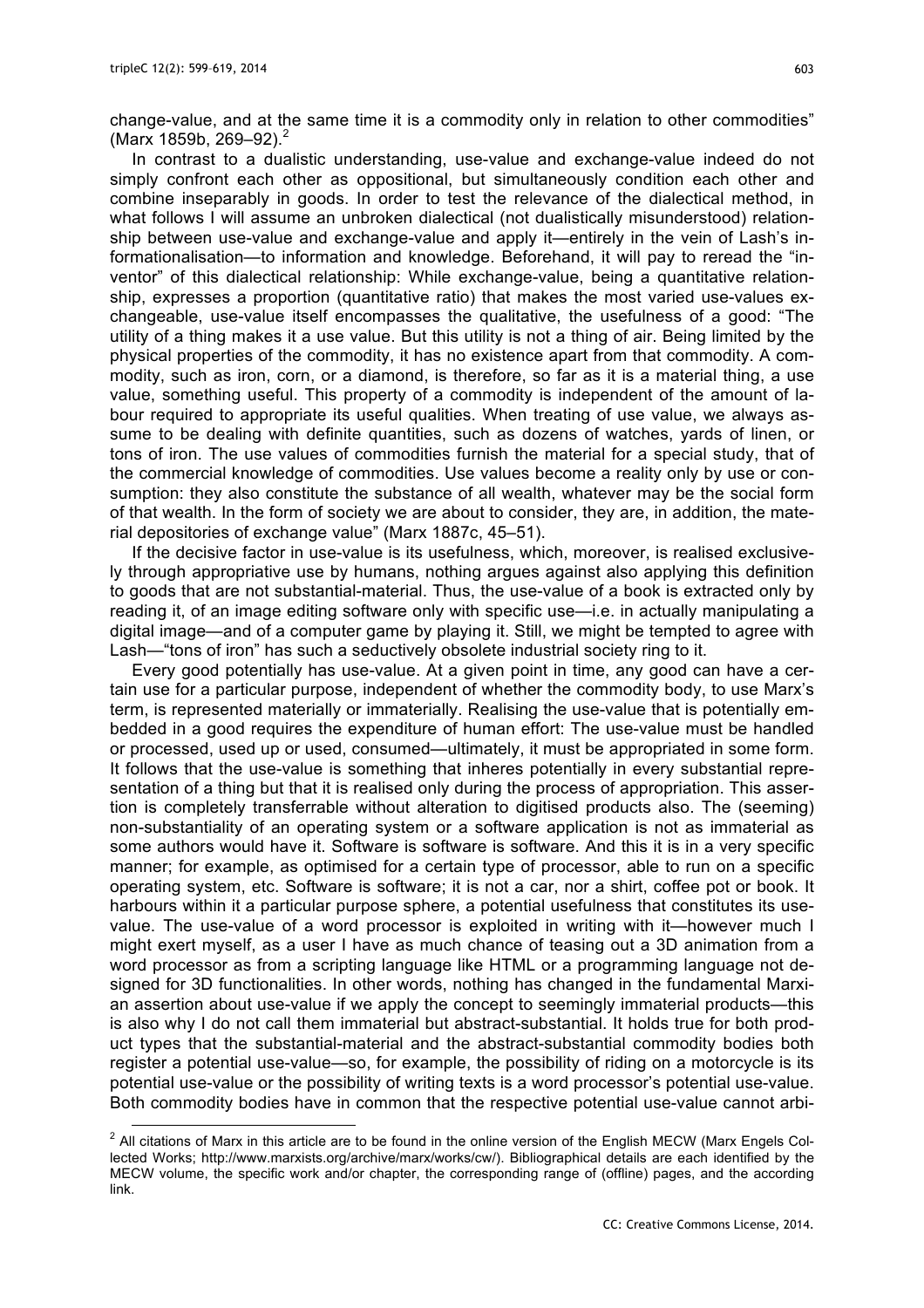change-value, and at the same time it is a commodity only in relation to other commodities" (Marx 1859b, 269–92).[2]

In contrast to a dualistic understanding, use-value and exchange-value indeed do not simply confront each other as oppositional, but simultaneously condition each other and combine inseparably in goods. In order to test the relevance of the dialectical method, in what follows I will assume an unbroken dialectical (not dualistically misunderstood) relationship between use-value and exchange-value and apply it—entirely in the vein of Lash's informationalisation—to information and knowledge. Beforehand, it will pay to reread the "inventor" of this dialectical relationship: While exchange-value, being a quantitative relationship, expresses a proportion (quantitative ratio) that makes the most varied use-values exchangeable, use-value itself encompasses the qualitative, the usefulness of a good: "The utility of a thing makes it a use value. But this utility is not a thing of air. Being limited by the physical properties of the commodity, it has no existence apart from that commodity. A commodity, such as iron, corn, or a diamond, is therefore, so far as it is a material thing, a use value, something useful. This property of a commodity is independent of the amount of labour required to appropriate its useful qualities. When treating of use value, we always assume to be dealing with definite quantities, such as dozens of watches, yards of linen, or tons of iron. The use values of commodities furnish the material for a special study, that of the commercial knowledge of commodities. Use values become a reality only by use or consumption: they also constitute the substance of all wealth, whatever may be the social form of that wealth. In the form of society we are about to consider, they are, in addition, the material depositories of exchange value" (Marx 1887c, 45–51).

If the decisive factor in use-value is its usefulness, which, moreover, is realised exclusively through appropriative use by humans, nothing argues against also applying this definition to goods that are not substantial-material. Thus, the use-value of a book is extracted only by reading it, of an image editing software only with specific use—i.e. in actually manipulating a digital image—and of a computer game by playing it. Still, we might be tempted to agree with Lash—"tons of iron" has such a seductively obsolete industrial society ring to it.

Every good potentially has use-value. At a given point in time, any good can have a certain use for a particular purpose, independent of whether the commodity body, to use Marx's term, is represented materially or immaterially. Realising the use-value that is potentially embedded in a good requires the expenditure of human effort: The use-value must be handled or processed, used up or used, consumed—ultimately, it must be appropriated in some form. It follows that the use-value is something that inheres potentially in every substantial representation of a thing but that it is realised only during the process of appropriation. This assertion is completely transferrable without alteration to digitised products also. The (seeming) non-substantiality of an operating system or a software application is not as immaterial as some authors would have it. Software is software is software. And this it is in a very specific manner; for example, as optimised for a certain type of processor, able to run on a specific operating system, etc. Software is software; it is not a car, nor a shirt, coffee pot or book. It harbours within it a particular purpose sphere, a potential usefulness that constitutes its use-value. The use-value of a word processor is exploited in writing with it—however much I might exert myself, as a user I have as much chance of teasing out a 3D animation from a word processor as from a scripting language like HTML or a programming language not designed for 3D functionalities. In other words, nothing has changed in the fundamental Marxian assertion about use-value if we apply the concept to seemingly immaterial products—this is also why I do not call them immaterial but abstract-substantial. It holds true for both product types that the substantial-material and the abstract-substantial commodity bodies both register a potential use-value—so, for example, the possibility of riding on a motorcycle is its potential use-value or the possibility of writing texts is a word processor's potential use-value. Both commodity bodies have in common that the respective potential use-value cannot arbi-

[2] All citations of Marx in this article are to be found in the online version of the English MECW (Marx Engels Collected Works; http://www.marxists.org/archive/marx/works/cw/). Bibliographical details are each identified by the MECW volume, the specific work and/or chapter, the corresponding range of (offline) pages, and the according link.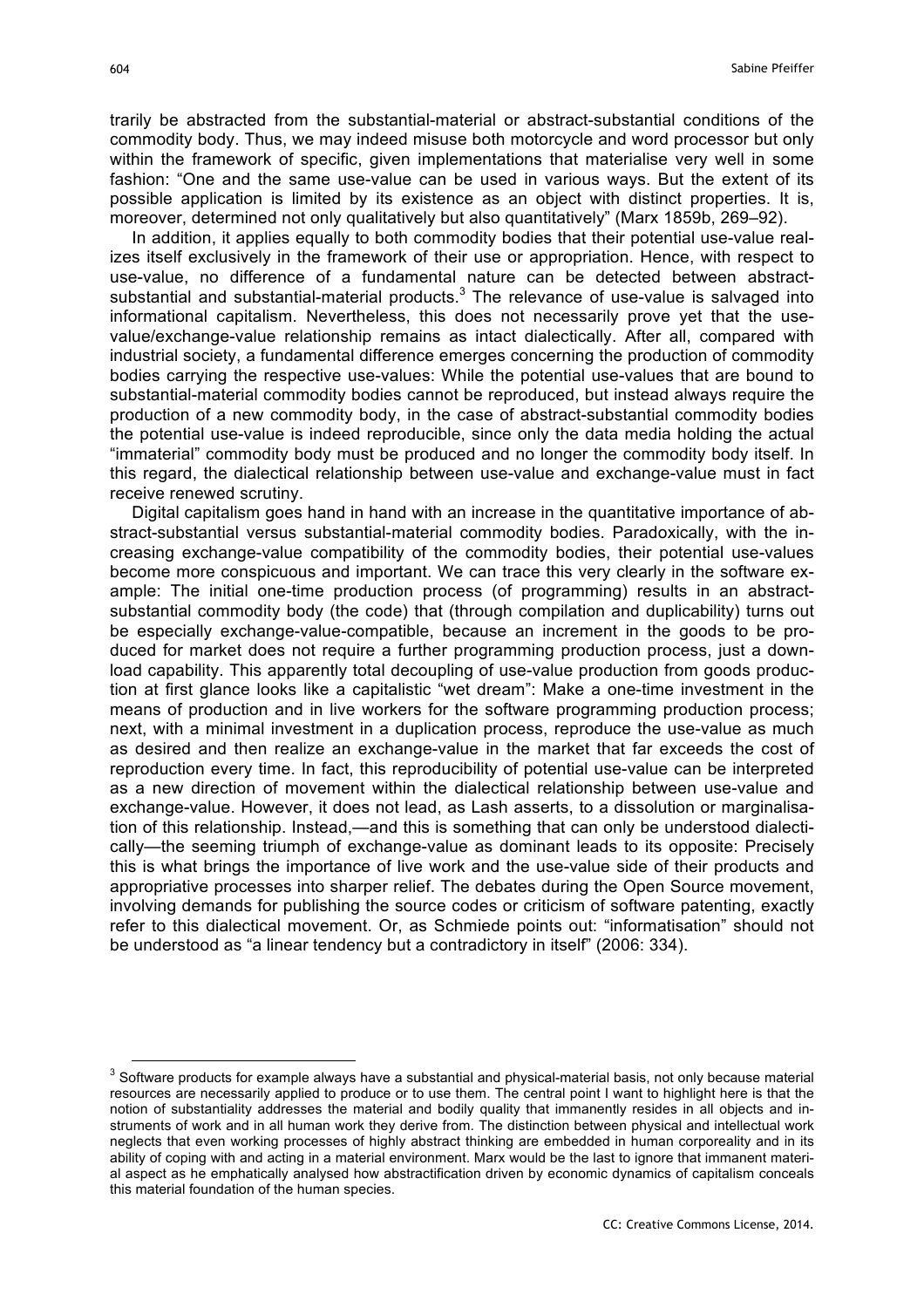trarily be abstracted from the substantial-material or abstract-substantial conditions of the commodity body. Thus, we may indeed misuse both motorcycle and word processor but only within the framework of specific, given implementations that materialise very well in some fashion: "One and the same use-value can be used in various ways. But the extent of its possible application is limited by its existence as an object with distinct properties. It is, moreover, determined not only qualitatively but also quantitatively" (Marx 1859b, 269–92).

In addition, it applies equally to both commodity bodies that their potential use-value realizes itself exclusively in the framework of their use or appropriation. Hence, with respect to use-value, no difference of a fundamental nature can be detected between abstract-substantial and substantial-material products.[3] The relevance of use-value is salvaged into informational capitalism. Nevertheless, this does not necessarily prove yet that the use-value/exchange-value relationship remains as intact dialectically. After all, compared with industrial society, a fundamental difference emerges concerning the production of commodity bodies carrying the respective use-values: While the potential use-values that are bound to substantial-material commodity bodies cannot be reproduced, but instead always require the production of a new commodity body, in the case of abstract-substantial commodity bodies the potential use-value is indeed reproducible, since only the data media holding the actual "immaterial" commodity body must be produced and no longer the commodity body itself. In this regard, the dialectical relationship between use-value and exchange-value must in fact receive renewed scrutiny.

Digital capitalism goes hand in hand with an increase in the quantitative importance of abstract-substantial versus substantial-material commodity bodies. Paradoxically, with the increasing exchange-value compatibility of the commodity bodies, their potential use-values become more conspicuous and important. We can trace this very clearly in the software example: The initial one-time production process (of programming) results in an abstract-substantial commodity body (the code) that (through compilation and duplicability) turns out be especially exchange-value-compatible, because an increment in the goods to be produced for market does not require a further programming production process, just a download capability. This apparently total decoupling of use-value production from goods production at first glance looks like a capitalistic "wet dream": Make a one-time investment in the means of production and in live workers for the software programming production process; next, with a minimal investment in a duplication process, reproduce the use-value as much as desired and then realize an exchange-value in the market that far exceeds the cost of reproduction every time. In fact, this reproducibility of potential use-value can be interpreted as a new direction of movement within the dialectical relationship between use-value and exchange-value. However, it does not lead, as Lash asserts, to a dissolution or marginalisation of this relationship. Instead,—and this is something that can only be understood dialectically—the seeming triumph of exchange-value as dominant leads to its opposite: Precisely this is what brings the importance of live work and the use-value side of their products and appropriative processes into sharper relief. The debates during the Open Source movement, involving demands for publishing the source codes or criticism of software patenting, exactly refer to this dialectical movement. Or, as Schmiede points out: "informatisation" should not be understood as "a linear tendency but a contradictory in itself" (2006: 334).

---

[3] Software products for example always have a substantial and physical-material basis, not only because material resources are necessarily applied to produce or to use them. The central point I want to highlight here is that the notion of substantiality addresses the material and bodily quality that immanently resides in all objects and instruments of work and in all human work they derive from. The distinction between physical and intellectual work neglects that even working processes of highly abstract thinking are embedded in human corporeality and in its ability of coping with and acting in a material environment. Marx would be the last to ignore that immanent material aspect as he emphatically analysed how abstractification driven by economic dynamics of capitalism conceals this material foundation of the human species.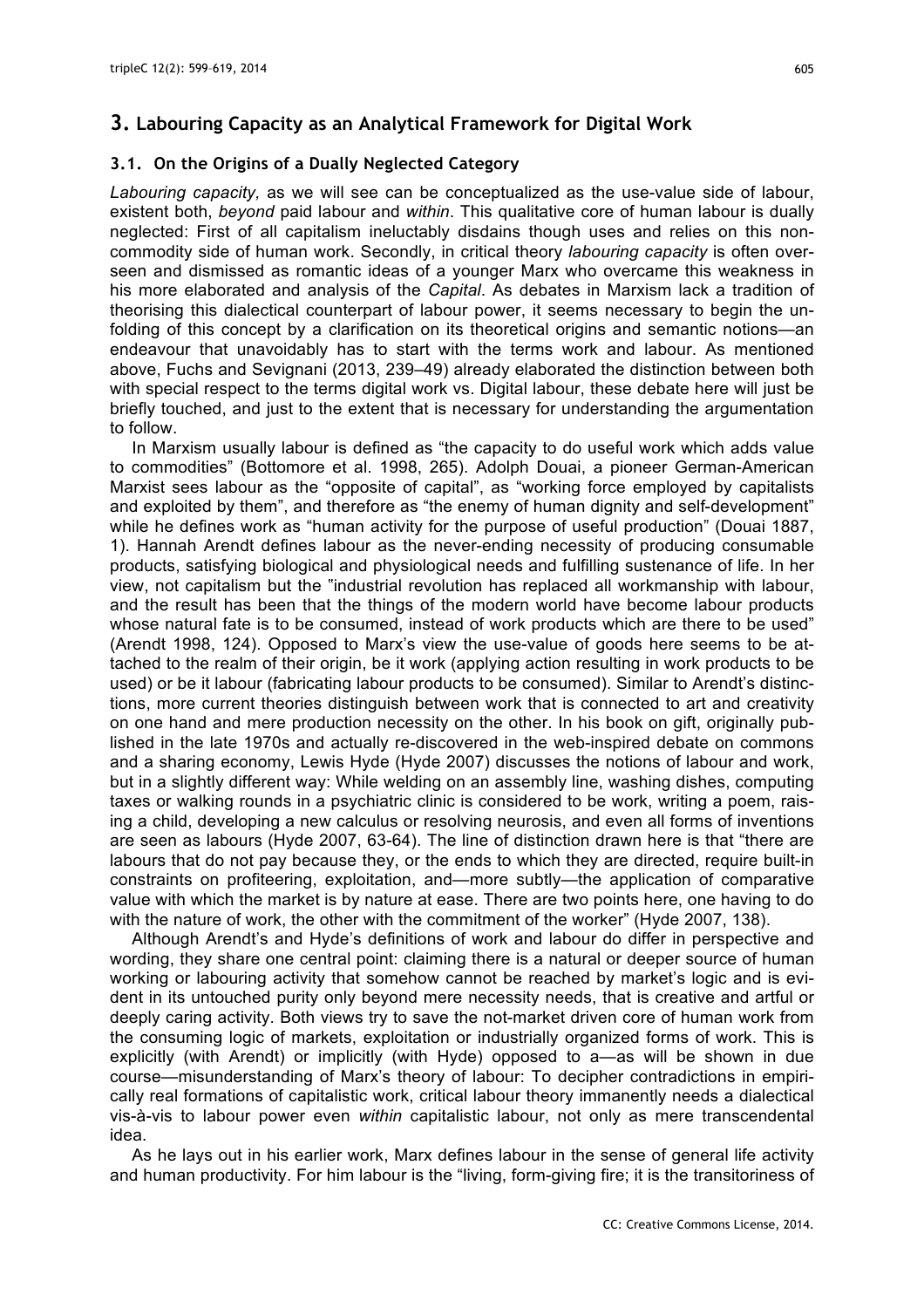## 3. Labouring Capacity as an Analytical Framework for Digital Work

### 3.1. On the Origins of a Dually Neglected Category

*Labouring capacity,* as we will see can be conceptualized as the use-value side of labour, existent both, *beyond* paid labour and *within*. This qualitative core of human labour is dually neglected: First of all capitalism ineluctably disdains though uses and relies on this non-commodity side of human work. Secondly, in critical theory *labouring capacity* is often overseen and dismissed as romantic ideas of a younger Marx who overcame this weakness in his more elaborated and analysis of the *Capital*. As debates in Marxism lack a tradition of theorising this dialectical counterpart of labour power, it seems necessary to begin the unfolding of this concept by a clarification on its theoretical origins and semantic notions—an endeavour that unavoidably has to start with the terms work and labour. As mentioned above, Fuchs and Sevignani (2013, 239–49) already elaborated the distinction between both with special respect to the terms digital work vs. Digital labour, these debate here will just be briefly touched, and just to the extent that is necessary for understanding the argumentation to follow.

In Marxism usually labour is defined as "the capacity to do useful work which adds value to commodities" (Bottomore et al. 1998, 265). Adolph Douai, a pioneer German-American Marxist sees labour as the "opposite of capital", as "working force employed by capitalists and exploited by them", and therefore as "the enemy of human dignity and self-development" while he defines work as "human activity for the purpose of useful production" (Douai 1887, 1). Hannah Arendt defines labour as the never-ending necessity of producing consumable products, satisfying biological and physiological needs and fulfilling sustenance of life. In her view, not capitalism but the "industrial revolution has replaced all workmanship with labour, and the result has been that the things of the modern world have become labour products whose natural fate is to be consumed, instead of work products which are there to be used" (Arendt 1998, 124). Opposed to Marx's view the use-value of goods here seems to be attached to the realm of their origin, be it work (applying action resulting in work products to be used) or be it labour (fabricating labour products to be consumed). Similar to Arendt's distinctions, more current theories distinguish between work that is connected to art and creativity on one hand and mere production necessity on the other. In his book on gift, originally published in the late 1970s and actually re-discovered in the web-inspired debate on commons and a sharing economy, Lewis Hyde (Hyde 2007) discusses the notions of labour and work, but in a slightly different way: While welding on an assembly line, washing dishes, computing taxes or walking rounds in a psychiatric clinic is considered to be work, writing a poem, raising a child, developing a new calculus or resolving neurosis, and even all forms of inventions are seen as labours (Hyde 2007, 63-64). The line of distinction drawn here is that "there are labours that do not pay because they, or the ends to which they are directed, require built-in constraints on profiteering, exploitation, and—more subtly—the application of comparative value with which the market is by nature at ease. There are two points here, one having to do with the nature of work, the other with the commitment of the worker" (Hyde 2007, 138).

Although Arendt's and Hyde's definitions of work and labour do differ in perspective and wording, they share one central point: claiming there is a natural or deeper source of human working or labouring activity that somehow cannot be reached by market's logic and is evident in its untouched purity only beyond mere necessity needs, that is creative and artful or deeply caring activity. Both views try to save the not-market driven core of human work from the consuming logic of markets, exploitation or industrially organized forms of work. This is explicitly (with Arendt) or implicitly (with Hyde) opposed to a—as will be shown in due course—misunderstanding of Marx's theory of labour: To decipher contradictions in empirically real formations of capitalistic work, critical labour theory immanently needs a dialectical vis-à-vis to labour power even *within* capitalistic labour, not only as mere transcendental idea.

As he lays out in his earlier work, Marx defines labour in the sense of general life activity and human productivity. For him labour is the "living, form-giving fire; it is the transitoriness of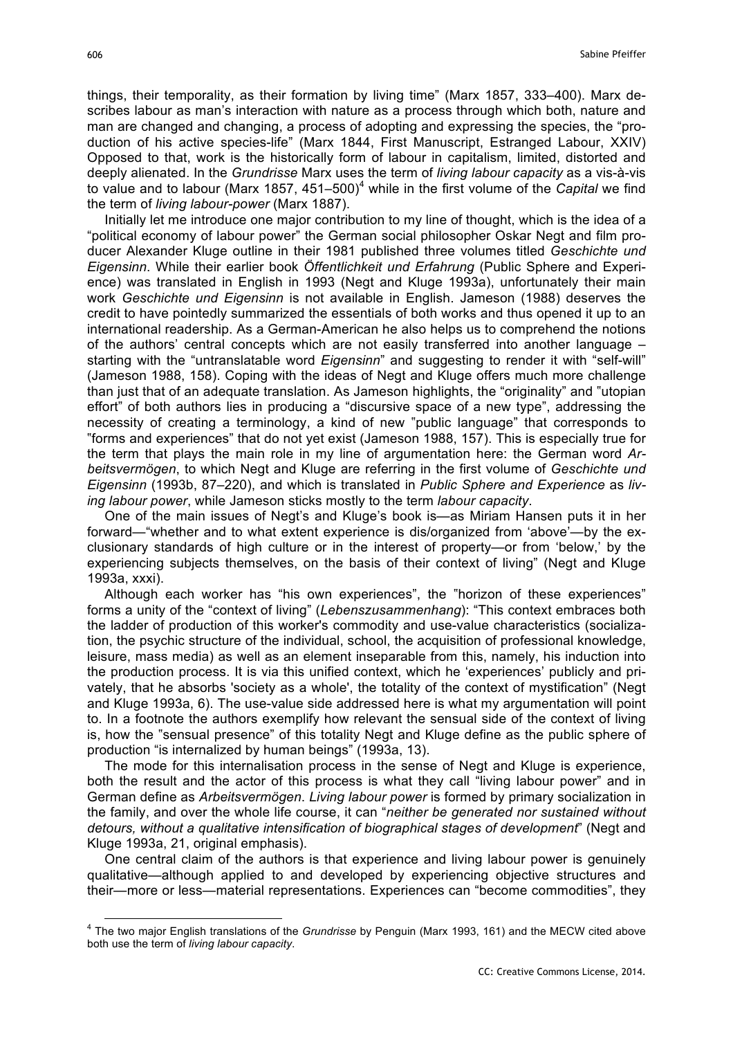things, their temporality, as their formation by living time" (Marx 1857, 333–400). Marx describes labour as man's interaction with nature as a process through which both, nature and man are changed and changing, a process of adopting and expressing the species, the "production of his active species-life" (Marx 1844, First Manuscript, Estranged Labour, XXIV) Opposed to that, work is the historically form of labour in capitalism, limited, distorted and deeply alienated. In the *Grundrisse* Marx uses the term of *living labour capacity* as a vis-à-vis to value and to labour (Marx 1857, 451–500)[4] while in the first volume of the *Capital* we find the term of *living labour-power* (Marx 1887).

Initially let me introduce one major contribution to my line of thought, which is the idea of a "political economy of labour power" the German social philosopher Oskar Negt and film producer Alexander Kluge outline in their 1981 published three volumes titled *Geschichte und Eigensinn*. While their earlier book *Öffentlichkeit und Erfahrung* (Public Sphere and Experience) was translated in English in 1993 (Negt and Kluge 1993a), unfortunately their main work *Geschichte und Eigensinn* is not available in English. Jameson (1988) deserves the credit to have pointedly summarized the essentials of both works and thus opened it up to an international readership. As a German-American he also helps us to comprehend the notions of the authors' central concepts which are not easily transferred into another language – starting with the "untranslatable word *Eigensinn*" and suggesting to render it with "self-will" (Jameson 1988, 158). Coping with the ideas of Negt and Kluge offers much more challenge than just that of an adequate translation. As Jameson highlights, the "originality" and "utopian effort" of both authors lies in producing a "discursive space of a new type", addressing the necessity of creating a terminology, a kind of new "public language" that corresponds to "forms and experiences" that do not yet exist (Jameson 1988, 157). This is especially true for the term that plays the main role in my line of argumentation here: the German word *Arbeitsvermögen*, to which Negt and Kluge are referring in the first volume of *Geschichte und Eigensinn* (1993b, 87–220), and which is translated in *Public Sphere and Experience* as *living labour power*, while Jameson sticks mostly to the term *labour capacity*.

One of the main issues of Negt's and Kluge's book is—as Miriam Hansen puts it in her forward—"whether and to what extent experience is dis/organized from 'above'—by the exclusionary standards of high culture or in the interest of property—or from 'below,' by the experiencing subjects themselves, on the basis of their context of living" (Negt and Kluge 1993a, xxxi).

Although each worker has "his own experiences", the "horizon of these experiences" forms a unity of the "context of living" (*Lebenszusammenhang*): "This context embraces both the ladder of production of this worker's commodity and use-value characteristics (socialization, the psychic structure of the individual, school, the acquisition of professional knowledge, leisure, mass media) as well as an element inseparable from this, namely, his induction into the production process. It is via this unified context, which he 'experiences' publicly and privately, that he absorbs 'society as a whole', the totality of the context of mystification" (Negt and Kluge 1993a, 6). The use-value side addressed here is what my argumentation will point to. In a footnote the authors exemplify how relevant the sensual side of the context of living is, how the "sensual presence" of this totality Negt and Kluge define as the public sphere of production "is internalized by human beings" (1993a, 13).

The mode for this internalisation process in the sense of Negt and Kluge is experience, both the result and the actor of this process is what they call "living labour power" and in German define as *Arbeitsvermögen*. *Living labour power* is formed by primary socialization in the family, and over the whole life course, it can "*neither be generated nor sustained without detours, without a qualitative intensification of biographical stages of development*" (Negt and Kluge 1993a, 21, original emphasis).

One central claim of the authors is that experience and living labour power is genuinely qualitative—although applied to and developed by experiencing objective structures and their—more or less—material representations. Experiences can "become commodities", they

[4] The two major English translations of the *Grundrisse* by Penguin (Marx 1993, 161) and the MECW cited above both use the term of *living labour capacity*.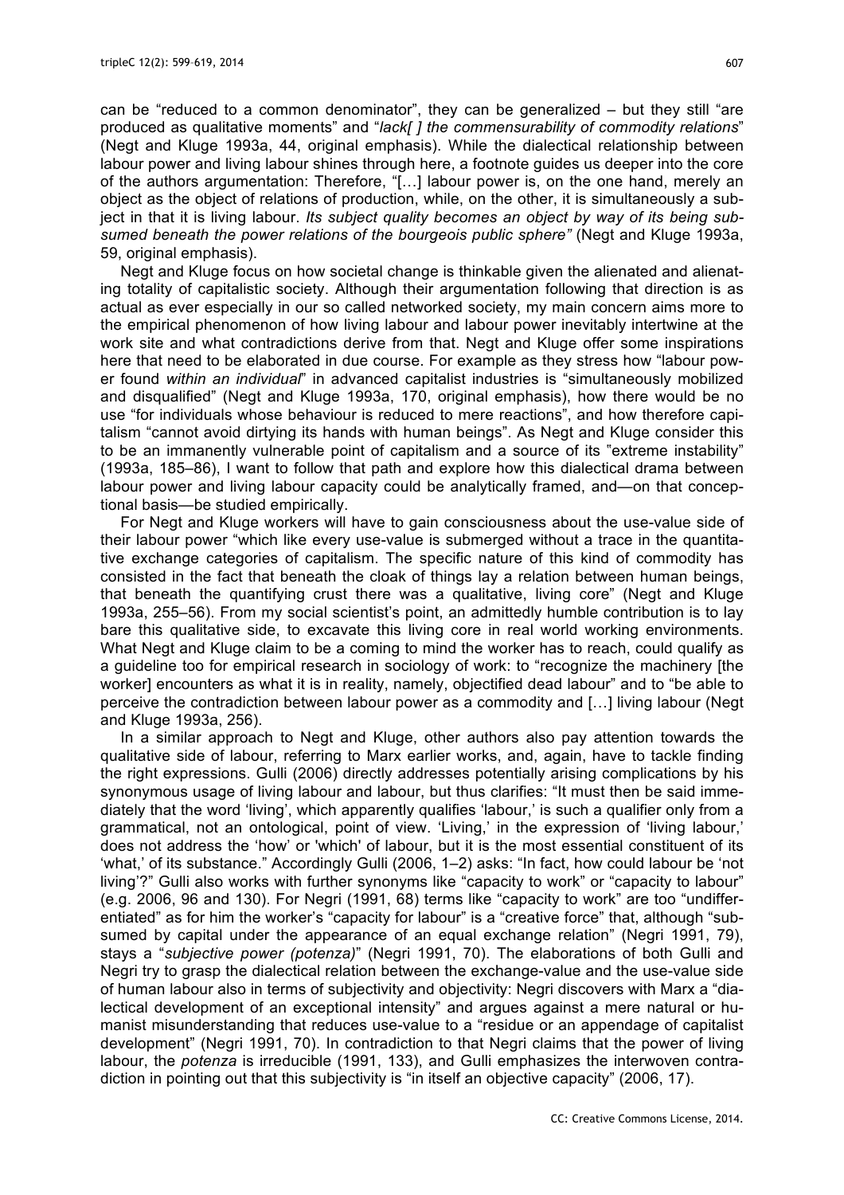can be "reduced to a common denominator", they can be generalized – but they still "are produced as qualitative moments" and "*lack[ ] the commensurability of commodity relations*" (Negt and Kluge 1993a, 44, original emphasis). While the dialectical relationship between labour power and living labour shines through here, a footnote guides us deeper into the core of the authors argumentation: Therefore, "[…] labour power is, on the one hand, merely an object as the object of relations of production, while, on the other, it is simultaneously a subject in that it is living labour. *Its subject quality becomes an object by way of its being subsumed beneath the power relations of the bourgeois public sphere"* (Negt and Kluge 1993a, 59, original emphasis).

Negt and Kluge focus on how societal change is thinkable given the alienated and alienating totality of capitalistic society. Although their argumentation following that direction is as actual as ever especially in our so called networked society, my main concern aims more to the empirical phenomenon of how living labour and labour power inevitably intertwine at the work site and what contradictions derive from that. Negt and Kluge offer some inspirations here that need to be elaborated in due course. For example as they stress how "labour power found *within an individual*" in advanced capitalist industries is "simultaneously mobilized and disqualified" (Negt and Kluge 1993a, 170, original emphasis), how there would be no use "for individuals whose behaviour is reduced to mere reactions", and how therefore capitalism "cannot avoid dirtying its hands with human beings". As Negt and Kluge consider this to be an immanently vulnerable point of capitalism and a source of its "extreme instability" (1993a, 185–86), I want to follow that path and explore how this dialectical drama between labour power and living labour capacity could be analytically framed, and—on that conceptional basis—be studied empirically.

For Negt and Kluge workers will have to gain consciousness about the use-value side of their labour power "which like every use-value is submerged without a trace in the quantitative exchange categories of capitalism. The specific nature of this kind of commodity has consisted in the fact that beneath the cloak of things lay a relation between human beings, that beneath the quantifying crust there was a qualitative, living core" (Negt and Kluge 1993a, 255–56). From my social scientist's point, an admittedly humble contribution is to lay bare this qualitative side, to excavate this living core in real world working environments. What Negt and Kluge claim to be a coming to mind the worker has to reach, could qualify as a guideline too for empirical research in sociology of work: to "recognize the machinery [the worker] encounters as what it is in reality, namely, objectified dead labour" and to "be able to perceive the contradiction between labour power as a commodity and […] living labour (Negt and Kluge 1993a, 256).

In a similar approach to Negt and Kluge, other authors also pay attention towards the qualitative side of labour, referring to Marx earlier works, and, again, have to tackle finding the right expressions. Gulli (2006) directly addresses potentially arising complications by his synonymous usage of living labour and labour, but thus clarifies: "It must then be said immediately that the word 'living', which apparently qualifies 'labour,' is such a qualifier only from a grammatical, not an ontological, point of view. 'Living,' in the expression of 'living labour,' does not address the 'how' or 'which' of labour, but it is the most essential constituent of its 'what,' of its substance." Accordingly Gulli (2006, 1–2) asks: "In fact, how could labour be 'not living'?" Gulli also works with further synonyms like "capacity to work" or "capacity to labour" (e.g. 2006, 96 and 130). For Negri (1991, 68) terms like "capacity to work" are too "undifferentiated" as for him the worker's "capacity for labour" is a "creative force" that, although "subsumed by capital under the appearance of an equal exchange relation" (Negri 1991, 79), stays a "*subjective power (potenza)*" (Negri 1991, 70). The elaborations of both Gulli and Negri try to grasp the dialectical relation between the exchange-value and the use-value side of human labour also in terms of subjectivity and objectivity: Negri discovers with Marx a "dialectical development of an exceptional intensity" and argues against a mere natural or humanist misunderstanding that reduces use-value to a "residue or an appendage of capitalist development" (Negri 1991, 70). In contradiction to that Negri claims that the power of living labour, the *potenza* is irreducible (1991, 133), and Gulli emphasizes the interwoven contradiction in pointing out that this subjectivity is "in itself an objective capacity" (2006, 17).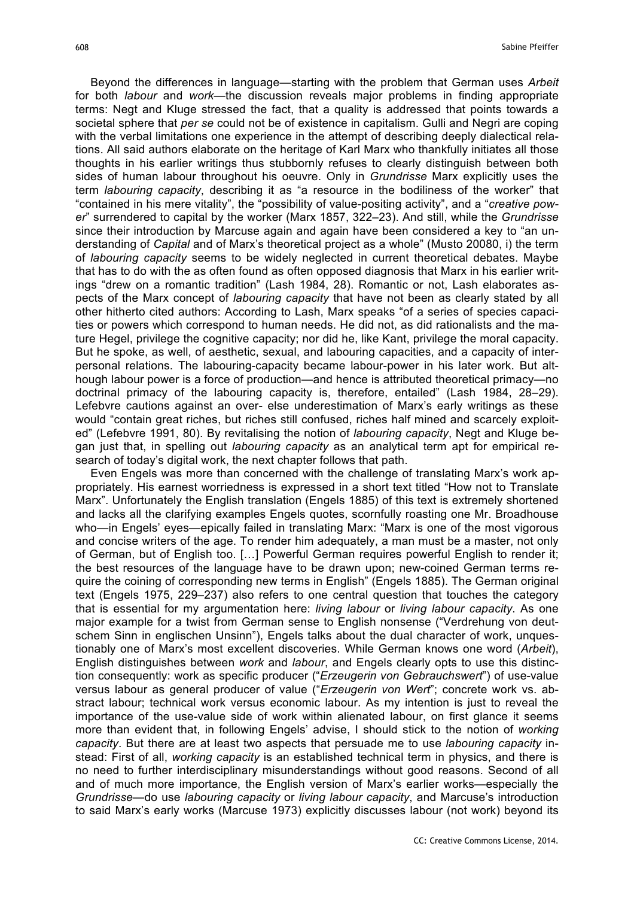Beyond the differences in language—starting with the problem that German uses *Arbeit* for both *labour* and *work*—the discussion reveals major problems in finding appropriate terms: Negt and Kluge stressed the fact, that a quality is addressed that points towards a societal sphere that *per se* could not be of existence in capitalism. Gulli and Negri are coping with the verbal limitations one experience in the attempt of describing deeply dialectical relations. All said authors elaborate on the heritage of Karl Marx who thankfully initiates all those thoughts in his earlier writings thus stubbornly refuses to clearly distinguish between both sides of human labour throughout his oeuvre. Only in *Grundrisse* Marx explicitly uses the term *labouring capacity*, describing it as "a resource in the bodiliness of the worker" that "contained in his mere vitality", the "possibility of value-positing activity", and a "*creative power*" surrendered to capital by the worker (Marx 1857, 322–23). And still, while the *Grundrisse* since their introduction by Marcuse again and again have been considered a key to "an understanding of *Capital* and of Marx's theoretical project as a whole" (Musto 20080, i) the term of *labouring capacity* seems to be widely neglected in current theoretical debates. Maybe that has to do with the as often found as often opposed diagnosis that Marx in his earlier writings "drew on a romantic tradition" (Lash 1984, 28). Romantic or not, Lash elaborates aspects of the Marx concept of *labouring capacity* that have not been as clearly stated by all other hitherto cited authors: According to Lash, Marx speaks "of a series of species capacities or powers which correspond to human needs. He did not, as did rationalists and the mature Hegel, privilege the cognitive capacity; nor did he, like Kant, privilege the moral capacity. But he spoke, as well, of aesthetic, sexual, and labouring capacities, and a capacity of interpersonal relations. The labouring-capacity became labour-power in his later work. But although labour power is a force of production—and hence is attributed theoretical primacy—no doctrinal primacy of the labouring capacity is, therefore, entailed" (Lash 1984, 28–29). Lefebvre cautions against an over- else underestimation of Marx's early writings as these would "contain great riches, but riches still confused, riches half mined and scarcely exploited" (Lefebvre 1991, 80). By revitalising the notion of *labouring capacity*, Negt and Kluge began just that, in spelling out *labouring capacity* as an analytical term apt for empirical research of today's digital work, the next chapter follows that path.

Even Engels was more than concerned with the challenge of translating Marx's work appropriately. His earnest worriedness is expressed in a short text titled "How not to Translate Marx". Unfortunately the English translation (Engels 1885) of this text is extremely shortened and lacks all the clarifying examples Engels quotes, scornfully roasting one Mr. Broadhouse who—in Engels' eyes—epically failed in translating Marx: "Marx is one of the most vigorous and concise writers of the age. To render him adequately, a man must be a master, not only of German, but of English too. […] Powerful German requires powerful English to render it; the best resources of the language have to be drawn upon; new-coined German terms require the coining of corresponding new terms in English" (Engels 1885). The German original text (Engels 1975, 229–237) also refers to one central question that touches the category that is essential for my argumentation here: *living labour* or *living labour capacity*. As one major example for a twist from German sense to English nonsense ("Verdrehung von deutschem Sinn in englischen Unsinn"), Engels talks about the dual character of work, unquestionably one of Marx's most excellent discoveries. While German knows one word (*Arbeit*), English distinguishes between *work* and *labour*, and Engels clearly opts to use this distinction consequently: work as specific producer ("*Erzeugerin von Gebrauchswert*") of use-value versus labour as general producer of value ("*Erzeugerin von Wert*"; concrete work vs. abstract labour; technical work versus economic labour. As my intention is just to reveal the importance of the use-value side of work within alienated labour, on first glance it seems more than evident that, in following Engels' advise, I should stick to the notion of *working capacity*. But there are at least two aspects that persuade me to use *labouring capacity* instead: First of all, *working capacity* is an established technical term in physics, and there is no need to further interdisciplinary misunderstandings without good reasons. Second of all and of much more importance, the English version of Marx's earlier works—especially the *Grundrisse*—do use *labouring capacity* or *living labour capacity*, and Marcuse's introduction to said Marx's early works (Marcuse 1973) explicitly discusses labour (not work) beyond its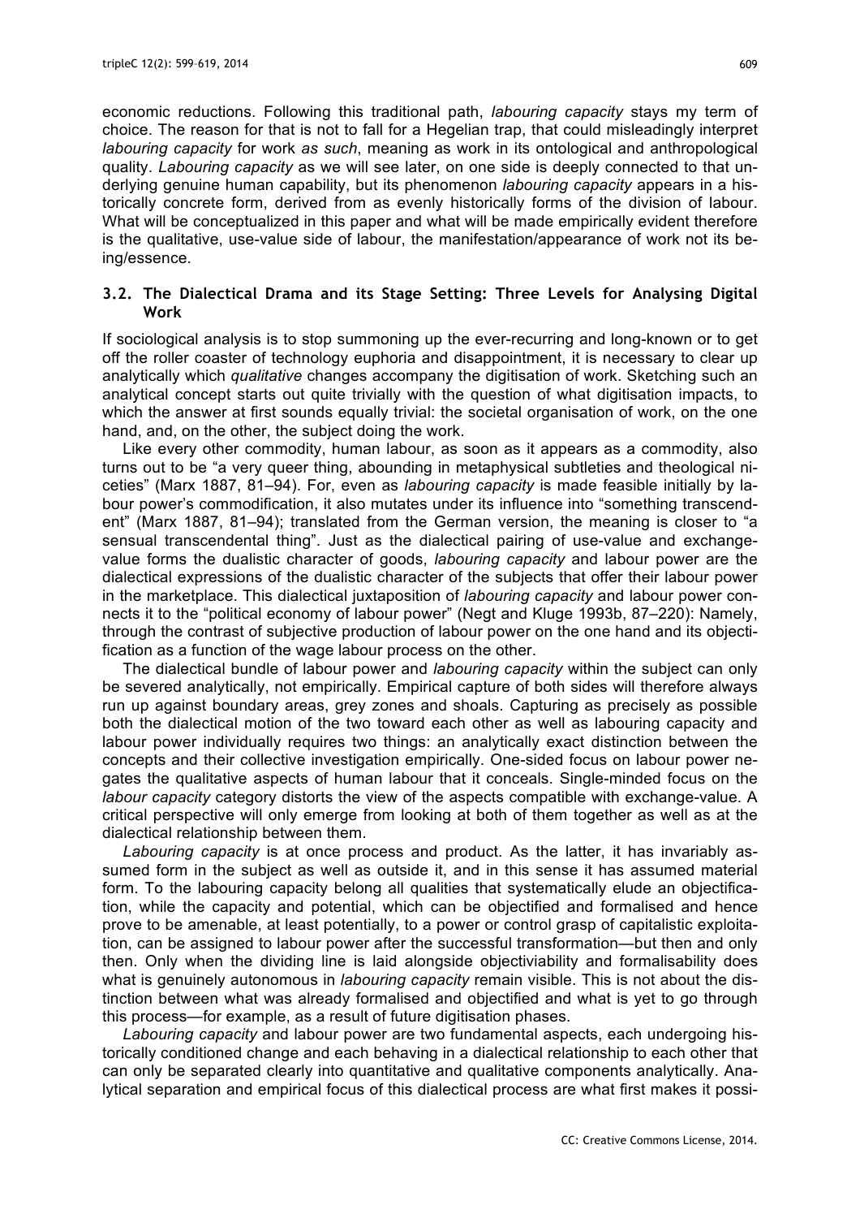economic reductions. Following this traditional path, *labouring capacity* stays my term of choice. The reason for that is not to fall for a Hegelian trap, that could misleadingly interpret *labouring capacity* for work *as such*, meaning as work in its ontological and anthropological quality. *Labouring capacity* as we will see later, on one side is deeply connected to that underlying genuine human capability, but its phenomenon *labouring capacity* appears in a historically concrete form, derived from as evenly historically forms of the division of labour. What will be conceptualized in this paper and what will be made empirically evident therefore is the qualitative, use-value side of labour, the manifestation/appearance of work not its being/essence.

### 3.2. The Dialectical Drama and its Stage Setting: Three Levels for Analysing Digital Work

If sociological analysis is to stop summoning up the ever-recurring and long-known or to get off the roller coaster of technology euphoria and disappointment, it is necessary to clear up analytically which *qualitative* changes accompany the digitisation of work. Sketching such an analytical concept starts out quite trivially with the question of what digitisation impacts, to which the answer at first sounds equally trivial: the societal organisation of work, on the one hand, and, on the other, the subject doing the work.

Like every other commodity, human labour, as soon as it appears as a commodity, also turns out to be "a very queer thing, abounding in metaphysical subtleties and theological niceties" (Marx 1887, 81–94). For, even as *labouring capacity* is made feasible initially by labour power's commodification, it also mutates under its influence into "something transcendent" (Marx 1887, 81–94); translated from the German version, the meaning is closer to "a sensual transcendental thing". Just as the dialectical pairing of use-value and exchange-value forms the dualistic character of goods, *labouring capacity* and labour power are the dialectical expressions of the dualistic character of the subjects that offer their labour power in the marketplace. This dialectical juxtaposition of *labouring capacity* and labour power connects it to the "political economy of labour power" (Negt and Kluge 1993b, 87–220): Namely, through the contrast of subjective production of labour power on the one hand and its objectification as a function of the wage labour process on the other.

The dialectical bundle of labour power and *labouring capacity* within the subject can only be severed analytically, not empirically. Empirical capture of both sides will therefore always run up against boundary areas, grey zones and shoals. Capturing as precisely as possible both the dialectical motion of the two toward each other as well as labouring capacity and labour power individually requires two things: an analytically exact distinction between the concepts and their collective investigation empirically. One-sided focus on labour power negates the qualitative aspects of human labour that it conceals. Single-minded focus on the *labour capacity* category distorts the view of the aspects compatible with exchange-value. A critical perspective will only emerge from looking at both of them together as well as at the dialectical relationship between them.

*Labouring capacity* is at once process and product. As the latter, it has invariably assumed form in the subject as well as outside it, and in this sense it has assumed material form. To the labouring capacity belong all qualities that systematically elude an objectification, while the capacity and potential, which can be objectified and formalised and hence prove to be amenable, at least potentially, to a power or control grasp of capitalistic exploitation, can be assigned to labour power after the successful transformation—but then and only then. Only when the dividing line is laid alongside objectiviability and formalisability does what is genuinely autonomous in *labouring capacity* remain visible. This is not about the distinction between what was already formalised and objectified and what is yet to go through this process—for example, as a result of future digitisation phases.

*Labouring capacity* and labour power are two fundamental aspects, each undergoing historically conditioned change and each behaving in a dialectical relationship to each other that can only be separated clearly into quantitative and qualitative components analytically. Analytical separation and empirical focus of this dialectical process are what first makes it possi-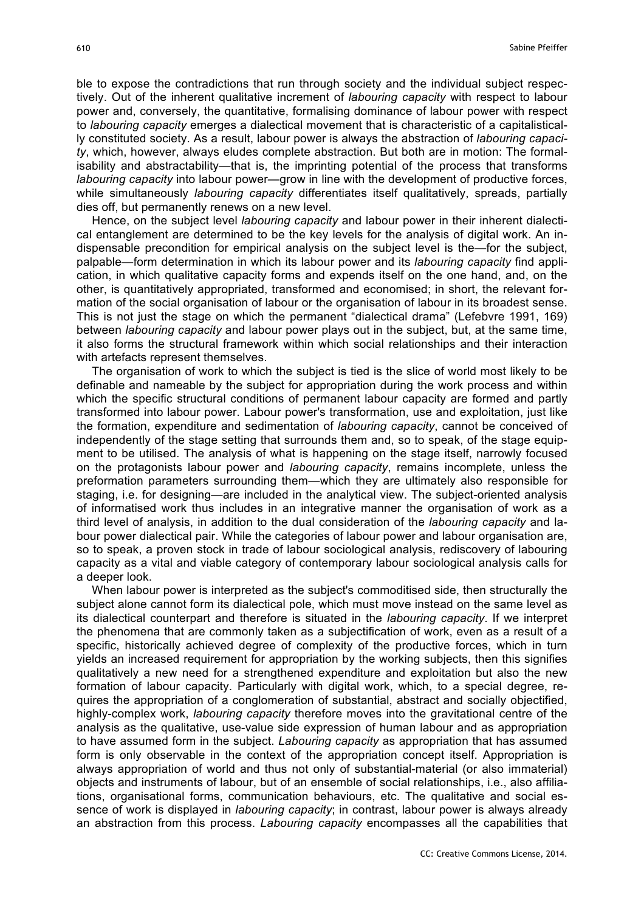ble to expose the contradictions that run through society and the individual subject respectively. Out of the inherent qualitative increment of *labouring capacity* with respect to labour power and, conversely, the quantitative, formalising dominance of labour power with respect to *labouring capacity* emerges a dialectical movement that is characteristic of a capitalistically constituted society. As a result, labour power is always the abstraction of *labouring capacity*, which, however, always eludes complete abstraction. But both are in motion: The formalisability and abstractability—that is, the imprinting potential of the process that transforms *labouring capacity* into labour power—grow in line with the development of productive forces, while simultaneously *labouring capacity* differentiates itself qualitatively, spreads, partially dies off, but permanently renews on a new level.

Hence, on the subject level *labouring capacity* and labour power in their inherent dialectical entanglement are determined to be the key levels for the analysis of digital work. An indispensable precondition for empirical analysis on the subject level is the—for the subject, palpable—form determination in which its labour power and its *labouring capacity* find application, in which qualitative capacity forms and expends itself on the one hand, and, on the other, is quantitatively appropriated, transformed and economised; in short, the relevant formation of the social organisation of labour or the organisation of labour in its broadest sense. This is not just the stage on which the permanent "dialectical drama" (Lefebvre 1991, 169) between *labouring capacity* and labour power plays out in the subject, but, at the same time, it also forms the structural framework within which social relationships and their interaction with artefacts represent themselves.

The organisation of work to which the subject is tied is the slice of world most likely to be definable and nameable by the subject for appropriation during the work process and within which the specific structural conditions of permanent labour capacity are formed and partly transformed into labour power. Labour power's transformation, use and exploitation, just like the formation, expenditure and sedimentation of *labouring capacity*, cannot be conceived of independently of the stage setting that surrounds them and, so to speak, of the stage equipment to be utilised. The analysis of what is happening on the stage itself, narrowly focused on the protagonists labour power and *labouring capacity*, remains incomplete, unless the preformation parameters surrounding them—which they are ultimately also responsible for staging, i.e. for designing—are included in the analytical view. The subject-oriented analysis of informatised work thus includes in an integrative manner the organisation of work as a third level of analysis, in addition to the dual consideration of the *labouring capacity* and labour power dialectical pair. While the categories of labour power and labour organisation are, so to speak, a proven stock in trade of labour sociological analysis, rediscovery of labouring capacity as a vital and viable category of contemporary labour sociological analysis calls for a deeper look.

When labour power is interpreted as the subject's commoditised side, then structurally the subject alone cannot form its dialectical pole, which must move instead on the same level as its dialectical counterpart and therefore is situated in the *labouring capacity*. If we interpret the phenomena that are commonly taken as a subjectification of work, even as a result of a specific, historically achieved degree of complexity of the productive forces, which in turn yields an increased requirement for appropriation by the working subjects, then this signifies qualitatively a new need for a strengthened expenditure and exploitation but also the new formation of labour capacity. Particularly with digital work, which, to a special degree, requires the appropriation of a conglomeration of substantial, abstract and socially objectified, highly-complex work, *labouring capacity* therefore moves into the gravitational centre of the analysis as the qualitative, use-value side expression of human labour and as appropriation to have assumed form in the subject. *Labouring capacity* as appropriation that has assumed form is only observable in the context of the appropriation concept itself. Appropriation is always appropriation of world and thus not only of substantial-material (or also immaterial) objects and instruments of labour, but of an ensemble of social relationships, i.e., also affiliations, organisational forms, communication behaviours, etc. The qualitative and social essence of work is displayed in *labouring capacity*; in contrast, labour power is always already an abstraction from this process. *Labouring capacity* encompasses all the capabilities that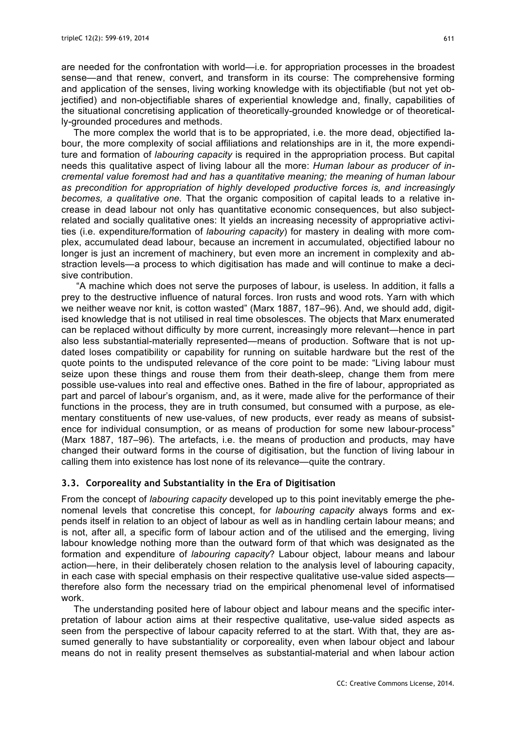are needed for the confrontation with world—i.e. for appropriation processes in the broadest sense—and that renew, convert, and transform in its course: The comprehensive forming and application of the senses, living working knowledge with its objectifiable (but not yet objectified) and non-objectifiable shares of experiential knowledge and, finally, capabilities of the situational concretising application of theoretically-grounded knowledge or of theoretically-grounded procedures and methods.

The more complex the world that is to be appropriated, i.e. the more dead, objectified labour, the more complexity of social affiliations and relationships are in it, the more expenditure and formation of *labouring capacity* is required in the appropriation process. But capital needs this qualitative aspect of living labour all the more: *Human labour as producer of incremental value foremost had and has a quantitative meaning; the meaning of human labour as precondition for appropriation of highly developed productive forces is, and increasingly becomes, a qualitative one.* That the organic composition of capital leads to a relative increase in dead labour not only has quantitative economic consequences, but also subject-related and socially qualitative ones: It yields an increasing necessity of appropriative activities (i.e. expenditure/formation of *labouring capacity*) for mastery in dealing with more complex, accumulated dead labour, because an increment in accumulated, objectified labour no longer is just an increment of machinery, but even more an increment in complexity and abstraction levels—a process to which digitisation has made and will continue to make a decisive contribution.

"A machine which does not serve the purposes of labour, is useless. In addition, it falls a prey to the destructive influence of natural forces. Iron rusts and wood rots. Yarn with which we neither weave nor knit, is cotton wasted" (Marx 1887, 187–96). And, we should add, digitised knowledge that is not utilised in real time obsolesces. The objects that Marx enumerated can be replaced without difficulty by more current, increasingly more relevant—hence in part also less substantial-materially represented—means of production. Software that is not updated loses compatibility or capability for running on suitable hardware but the rest of the quote points to the undisputed relevance of the core point to be made: "Living labour must seize upon these things and rouse them from their death-sleep, change them from mere possible use-values into real and effective ones. Bathed in the fire of labour, appropriated as part and parcel of labour's organism, and, as it were, made alive for the performance of their functions in the process, they are in truth consumed, but consumed with a purpose, as elementary constituents of new use-values, of new products, ever ready as means of subsistence for individual consumption, or as means of production for some new labour-process" (Marx 1887, 187–96). The artefacts, i.e. the means of production and products, may have changed their outward forms in the course of digitisation, but the function of living labour in calling them into existence has lost none of its relevance—quite the contrary.

### 3.3. Corporeality and Substantiality in the Era of Digitisation

From the concept of *labouring capacity* developed up to this point inevitably emerge the phenomenal levels that concretise this concept, for *labouring capacity* always forms and expends itself in relation to an object of labour as well as in handling certain labour means; and is not, after all, a specific form of labour action and of the utilised and the emerging, living labour knowledge nothing more than the outward form of that which was designated as the formation and expenditure of *labouring capacity*? Labour object, labour means and labour action—here, in their deliberately chosen relation to the analysis level of labouring capacity, in each case with special emphasis on their respective qualitative use-value sided aspects—therefore also form the necessary triad on the empirical phenomenal level of informatised work.

The understanding posited here of labour object and labour means and the specific interpretation of labour action aims at their respective qualitative, use-value sided aspects as seen from the perspective of labour capacity referred to at the start. With that, they are assumed generally to have substantiality or corporeality, even when labour object and labour means do not in reality present themselves as substantial-material and when labour action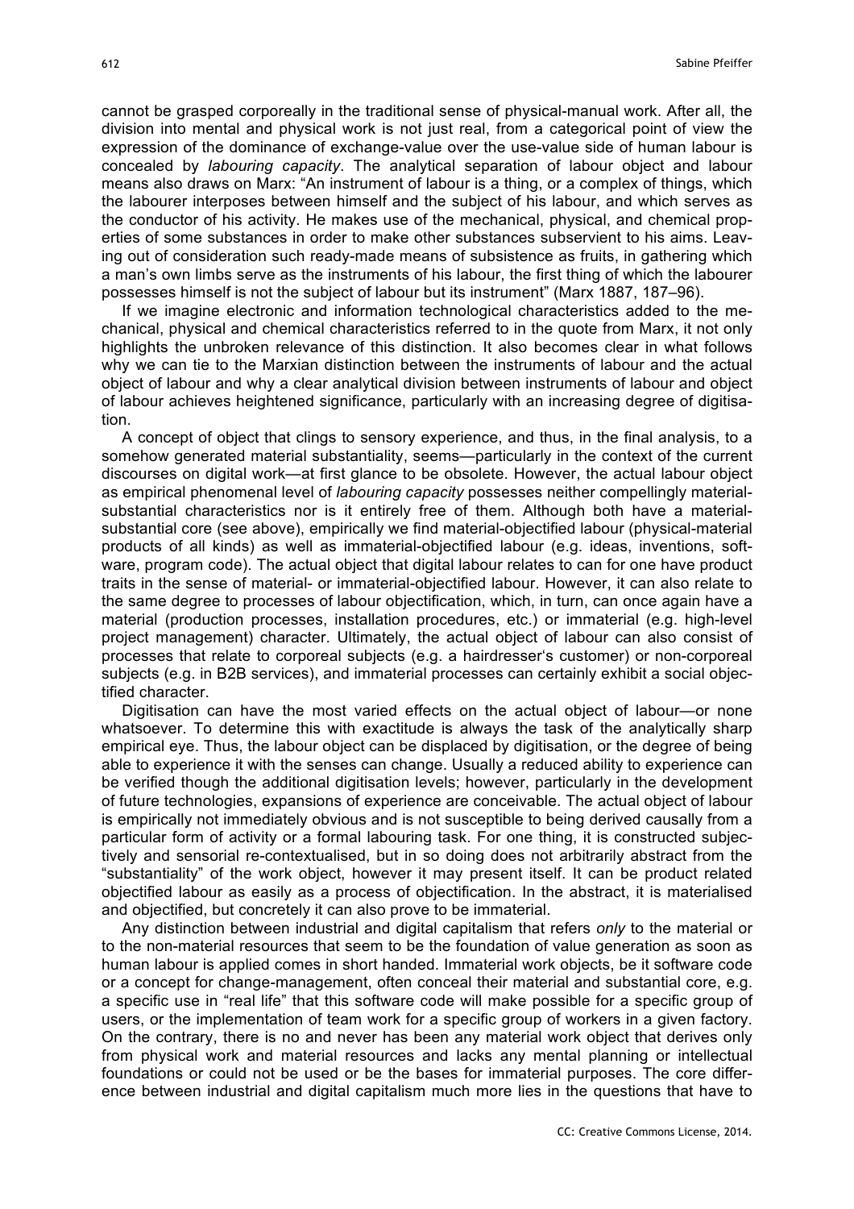cannot be grasped corporeally in the traditional sense of physical-manual work. After all, the division into mental and physical work is not just real, from a categorical point of view the expression of the dominance of exchange-value over the use-value side of human labour is concealed by *labouring capacity*. The analytical separation of labour object and labour means also draws on Marx: "An instrument of labour is a thing, or a complex of things, which the labourer interposes between himself and the subject of his labour, and which serves as the conductor of his activity. He makes use of the mechanical, physical, and chemical properties of some substances in order to make other substances subservient to his aims. Leaving out of consideration such ready-made means of subsistence as fruits, in gathering which a man's own limbs serve as the instruments of his labour, the first thing of which the labourer possesses himself is not the subject of labour but its instrument" (Marx 1887, 187–96).

If we imagine electronic and information technological characteristics added to the mechanical, physical and chemical characteristics referred to in the quote from Marx, it not only highlights the unbroken relevance of this distinction. It also becomes clear in what follows why we can tie to the Marxian distinction between the instruments of labour and the actual object of labour and why a clear analytical division between instruments of labour and object of labour achieves heightened significance, particularly with an increasing degree of digitisation.

A concept of object that clings to sensory experience, and thus, in the final analysis, to a somehow generated material substantiality, seems—particularly in the context of the current discourses on digital work—at first glance to be obsolete. However, the actual labour object as empirical phenomenal level of *labouring capacity* possesses neither compellingly material-substantial characteristics nor is it entirely free of them. Although both have a material-substantial core (see above), empirically we find material-objectified labour (physical-material products of all kinds) as well as immaterial-objectified labour (e.g. ideas, inventions, software, program code). The actual object that digital labour relates to can for one have product traits in the sense of material- or immaterial-objectified labour. However, it can also relate to the same degree to processes of labour objectification, which, in turn, can once again have a material (production processes, installation procedures, etc.) or immaterial (e.g. high-level project management) character. Ultimately, the actual object of labour can also consist of processes that relate to corporeal subjects (e.g. a hairdresser's customer) or non-corporeal subjects (e.g. in B2B services), and immaterial processes can certainly exhibit a social objectified character.

Digitisation can have the most varied effects on the actual object of labour—or none whatsoever. To determine this with exactitude is always the task of the analytically sharp empirical eye. Thus, the labour object can be displaced by digitisation, or the degree of being able to experience it with the senses can change. Usually a reduced ability to experience can be verified though the additional digitisation levels; however, particularly in the development of future technologies, expansions of experience are conceivable. The actual object of labour is empirically not immediately obvious and is not susceptible to being derived causally from a particular form of activity or a formal labouring task. For one thing, it is constructed subjectively and sensorial re-contextualised, but in so doing does not arbitrarily abstract from the "substantiality" of the work object, however it may present itself. It can be product related objectified labour as easily as a process of objectification. In the abstract, it is materialised and objectified, but concretely it can also prove to be immaterial.

Any distinction between industrial and digital capitalism that refers *only* to the material or to the non-material resources that seem to be the foundation of value generation as soon as human labour is applied comes in short handed. Immaterial work objects, be it software code or a concept for change-management, often conceal their material and substantial core, e.g. a specific use in "real life" that this software code will make possible for a specific group of users, or the implementation of team work for a specific group of workers in a given factory. On the contrary, there is no and never has been any material work object that derives only from physical work and material resources and lacks any mental planning or intellectual foundations or could not be used or be the bases for immaterial purposes. The core difference between industrial and digital capitalism much more lies in the questions that have to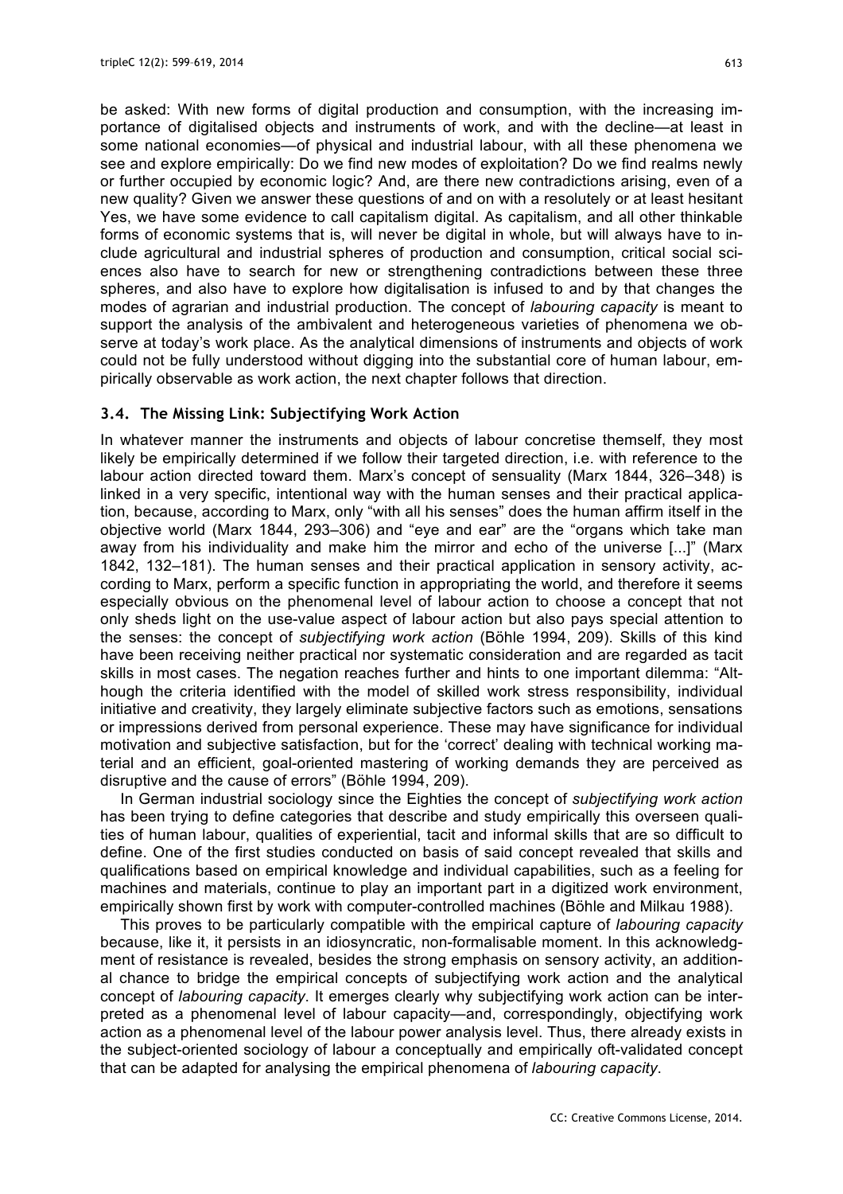be asked: With new forms of digital production and consumption, with the increasing importance of digitalised objects and instruments of work, and with the decline—at least in some national economies—of physical and industrial labour, with all these phenomena we see and explore empirically: Do we find new modes of exploitation? Do we find realms newly or further occupied by economic logic? And, are there new contradictions arising, even of a new quality? Given we answer these questions of and on with a resolutely or at least hesitant Yes, we have some evidence to call capitalism digital. As capitalism, and all other thinkable forms of economic systems that is, will never be digital in whole, but will always have to include agricultural and industrial spheres of production and consumption, critical social sciences also have to search for new or strengthening contradictions between these three spheres, and also have to explore how digitalisation is infused to and by that changes the modes of agrarian and industrial production. The concept of *labouring capacity* is meant to support the analysis of the ambivalent and heterogeneous varieties of phenomena we observe at today's work place. As the analytical dimensions of instruments and objects of work could not be fully understood without digging into the substantial core of human labour, empirically observable as work action, the next chapter follows that direction.

### 3.4. The Missing Link: Subjectifying Work Action

In whatever manner the instruments and objects of labour concretise themself, they most likely be empirically determined if we follow their targeted direction, i.e. with reference to the labour action directed toward them. Marx's concept of sensuality (Marx 1844, 326–348) is linked in a very specific, intentional way with the human senses and their practical application, because, according to Marx, only "with all his senses" does the human affirm itself in the objective world (Marx 1844, 293–306) and "eye and ear" are the "organs which take man away from his individuality and make him the mirror and echo of the universe [...]" (Marx 1842, 132–181). The human senses and their practical application in sensory activity, according to Marx, perform a specific function in appropriating the world, and therefore it seems especially obvious on the phenomenal level of labour action to choose a concept that not only sheds light on the use-value aspect of labour action but also pays special attention to the senses: the concept of *subjectifying work action* (Böhle 1994, 209). Skills of this kind have been receiving neither practical nor systematic consideration and are regarded as tacit skills in most cases. The negation reaches further and hints to one important dilemma: "Although the criteria identified with the model of skilled work stress responsibility, individual initiative and creativity, they largely eliminate subjective factors such as emotions, sensations or impressions derived from personal experience. These may have significance for individual motivation and subjective satisfaction, but for the 'correct' dealing with technical working material and an efficient, goal-oriented mastering of working demands they are perceived as disruptive and the cause of errors" (Böhle 1994, 209).

In German industrial sociology since the Eighties the concept of *subjectifying work action* has been trying to define categories that describe and study empirically this overseen qualities of human labour, qualities of experiential, tacit and informal skills that are so difficult to define. One of the first studies conducted on basis of said concept revealed that skills and qualifications based on empirical knowledge and individual capabilities, such as a feeling for machines and materials, continue to play an important part in a digitized work environment, empirically shown first by work with computer-controlled machines (Böhle and Milkau 1988).

This proves to be particularly compatible with the empirical capture of *labouring capacity* because, like it, it persists in an idiosyncratic, non-formalisable moment. In this acknowledgment of resistance is revealed, besides the strong emphasis on sensory activity, an additional chance to bridge the empirical concepts of subjectifying work action and the analytical concept of *labouring capacity*. It emerges clearly why subjectifying work action can be interpreted as a phenomenal level of labour capacity—and, correspondingly, objectifying work action as a phenomenal level of the labour power analysis level. Thus, there already exists in the subject-oriented sociology of labour a conceptually and empirically oft-validated concept that can be adapted for analysing the empirical phenomena of *labouring capacity*.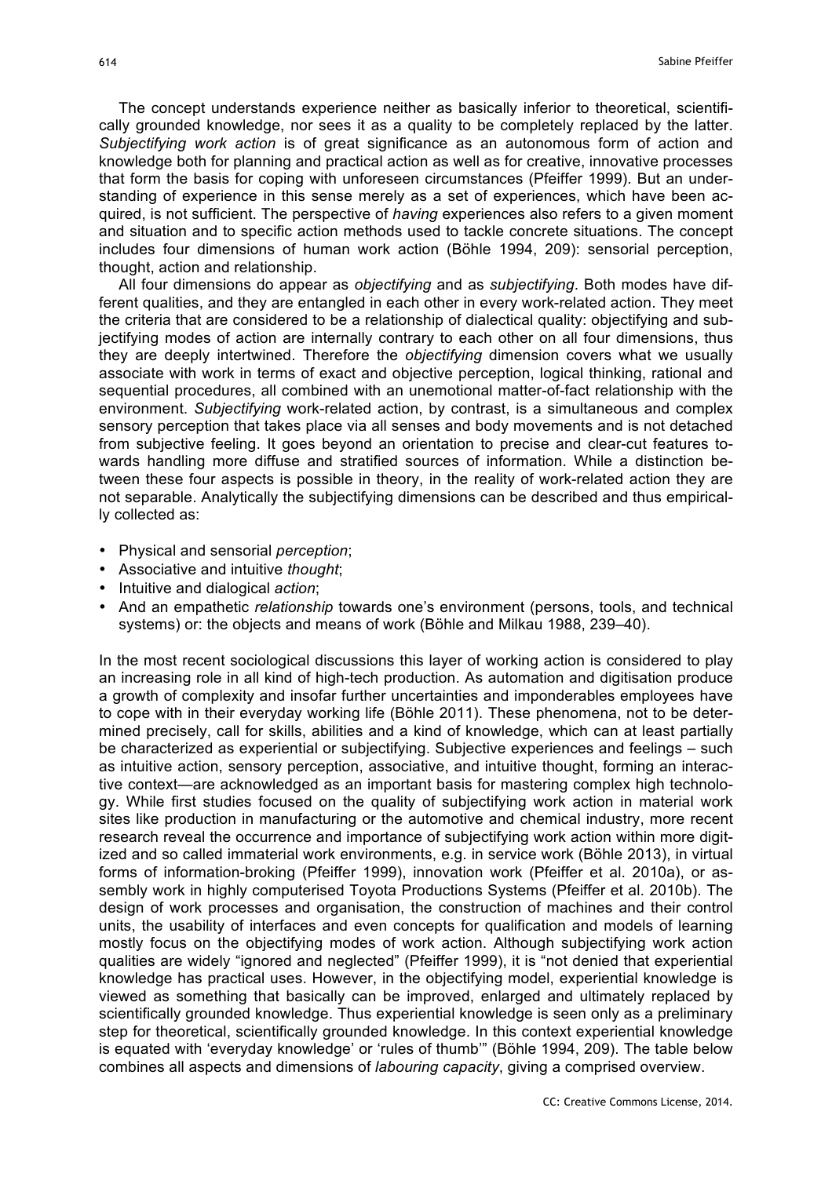The concept understands experience neither as basically inferior to theoretical, scientifically grounded knowledge, nor sees it as a quality to be completely replaced by the latter. *Subjectifying work action* is of great significance as an autonomous form of action and knowledge both for planning and practical action as well as for creative, innovative processes that form the basis for coping with unforeseen circumstances (Pfeiffer 1999). But an understanding of experience in this sense merely as a set of experiences, which have been acquired, is not sufficient. The perspective of *having* experiences also refers to a given moment and situation and to specific action methods used to tackle concrete situations. The concept includes four dimensions of human work action (Böhle 1994, 209): sensorial perception, thought, action and relationship.

All four dimensions do appear as *objectifying* and as *subjectifying*. Both modes have different qualities, and they are entangled in each other in every work-related action. They meet the criteria that are considered to be a relationship of dialectical quality: objectifying and subjectifying modes of action are internally contrary to each other on all four dimensions, thus they are deeply intertwined. Therefore the *objectifying* dimension covers what we usually associate with work in terms of exact and objective perception, logical thinking, rational and sequential procedures, all combined with an unemotional matter-of-fact relationship with the environment. *Subjectifying* work-related action, by contrast, is a simultaneous and complex sensory perception that takes place via all senses and body movements and is not detached from subjective feeling. It goes beyond an orientation to precise and clear-cut features towards handling more diffuse and stratified sources of information. While a distinction between these four aspects is possible in theory, in the reality of work-related action they are not separable. Analytically the subjectifying dimensions can be described and thus empirically collected as:

- Physical and sensorial *perception*;
- Associative and intuitive *thought*;
- Intuitive and dialogical *action*;
- And an empathetic *relationship* towards one's environment (persons, tools, and technical systems) or: the objects and means of work (Böhle and Milkau 1988, 239–40).

In the most recent sociological discussions this layer of working action is considered to play an increasing role in all kind of high-tech production. As automation and digitisation produce a growth of complexity and insofar further uncertainties and imponderables employees have to cope with in their everyday working life (Böhle 2011). These phenomena, not to be determined precisely, call for skills, abilities and a kind of knowledge, which can at least partially be characterized as experiential or subjectifying. Subjective experiences and feelings – such as intuitive action, sensory perception, associative, and intuitive thought, forming an interactive context—are acknowledged as an important basis for mastering complex high technology. While first studies focused on the quality of subjectifying work action in material work sites like production in manufacturing or the automotive and chemical industry, more recent research reveal the occurrence and importance of subjectifying work action within more digitized and so called immaterial work environments, e.g. in service work (Böhle 2013), in virtual forms of information-broking (Pfeiffer 1999), innovation work (Pfeiffer et al. 2010a), or assembly work in highly computerised Toyota Productions Systems (Pfeiffer et al. 2010b). The design of work processes and organisation, the construction of machines and their control units, the usability of interfaces and even concepts for qualification and models of learning mostly focus on the objectifying modes of work action. Although subjectifying work action qualities are widely "ignored and neglected" (Pfeiffer 1999), it is "not denied that experiential knowledge has practical uses. However, in the objectifying model, experiential knowledge is viewed as something that basically can be improved, enlarged and ultimately replaced by scientifically grounded knowledge. Thus experiential knowledge is seen only as a preliminary step for theoretical, scientifically grounded knowledge. In this context experiential knowledge is equated with 'everyday knowledge' or 'rules of thumb'" (Böhle 1994, 209). The table below combines all aspects and dimensions of *labouring capacity*, giving a comprised overview.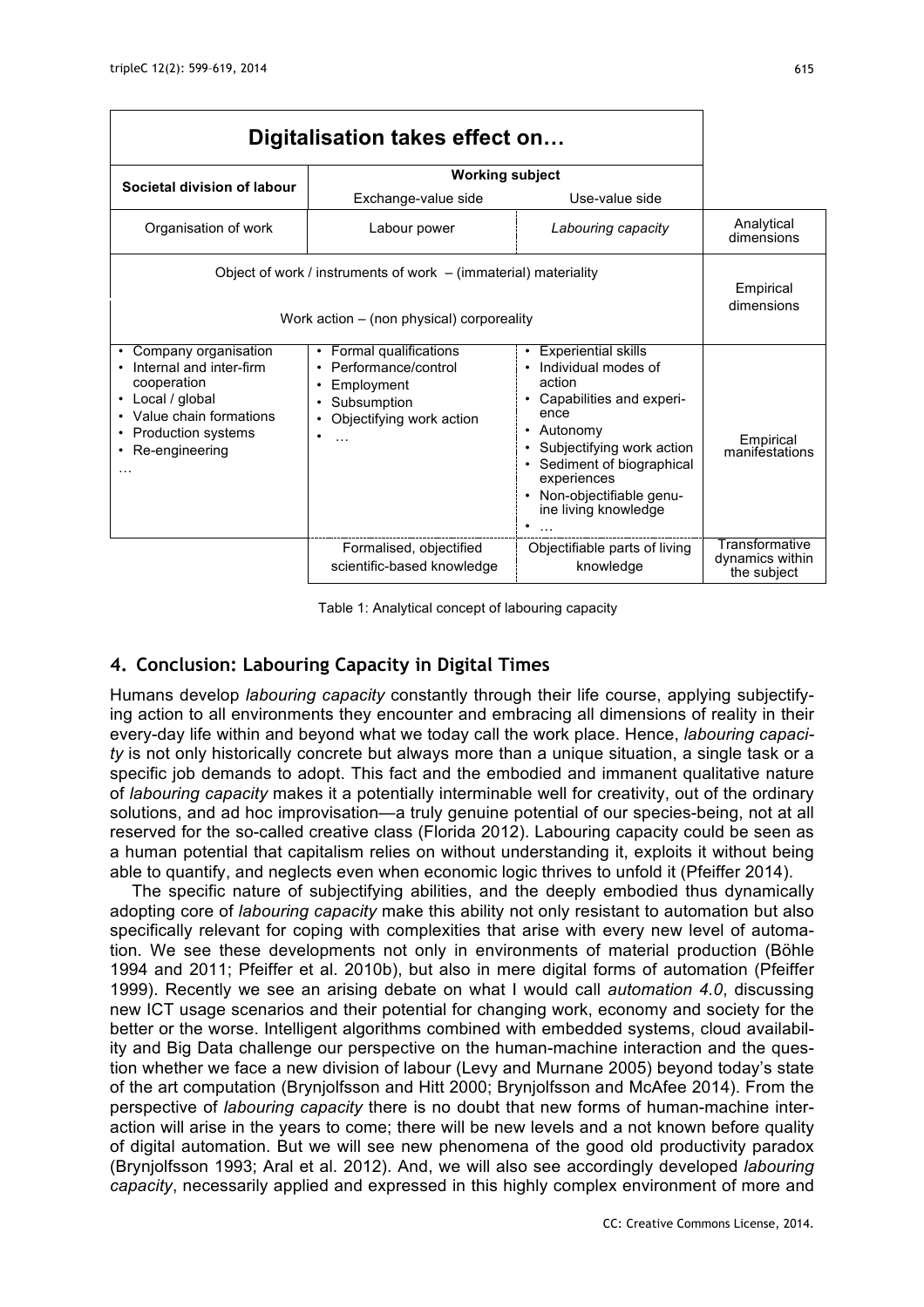| Digitalisation takes effect on… | | | |
|---|---|---|---|
| **Societal division of labour** | **Working subject** | | |
| | Exchange-value side | Use-value side | |
| Organisation of work | Labour power | *Labouring capacity* | Analytical dimensions |
| Object of work / instruments of work – (immaterial) materiality<br><br>Work action – (non physical) corporeality | | | Empirical dimensions |
| • Company organisation<br>• Internal and inter-firm cooperation<br>• Local / global<br>• Value chain formations<br>• Production systems<br>• Re-engineering<br>… | • Formal qualifications<br>• Performance/control<br>• Employment<br>• Subsumption<br>• Objectifying work action<br>• … | • Experiential skills<br>• Individual modes of action<br>• Capabilities and experience<br>• Autonomy<br>• Subjectifying work action<br>• Sediment of biographical experiences<br>• Non-objectifiable genuine living knowledge<br>• … | Empirical manifestations |
| | Formalised, objectified scientific-based knowledge | Objectifiable parts of living knowledge | Transformative dynamics within the subject |

Table 1: Analytical concept of labouring capacity

## 4. Conclusion: Labouring Capacity in Digital Times

Humans develop *labouring capacity* constantly through their life course, applying subjectifying action to all environments they encounter and embracing all dimensions of reality in their every-day life within and beyond what we today call the work place. Hence, *labouring capacity* is not only historically concrete but always more than a unique situation, a single task or a specific job demands to adopt. This fact and the embodied and immanent qualitative nature of *labouring capacity* makes it a potentially interminable well for creativity, out of the ordinary solutions, and ad hoc improvisation—a truly genuine potential of our species-being, not at all reserved for the so-called creative class (Florida 2012). Labouring capacity could be seen as a human potential that capitalism relies on without understanding it, exploits it without being able to quantify, and neglects even when economic logic thrives to unfold it (Pfeiffer 2014).

The specific nature of subjectifying abilities, and the deeply embodied thus dynamically adopting core of *labouring capacity* make this ability not only resistant to automation but also specifically relevant for coping with complexities that arise with every new level of automation. We see these developments not only in environments of material production (Böhle 1994 and 2011; Pfeiffer et al. 2010b), but also in mere digital forms of automation (Pfeiffer 1999). Recently we see an arising debate on what I would call *automation 4.0*, discussing new ICT usage scenarios and their potential for changing work, economy and society for the better or the worse. Intelligent algorithms combined with embedded systems, cloud availability and Big Data challenge our perspective on the human-machine interaction and the question whether we face a new division of labour (Levy and Murnane 2005) beyond today's state of the art computation (Brynjolfsson and Hitt 2000; Brynjolfsson and McAfee 2014). From the perspective of *labouring capacity* there is no doubt that new forms of human-machine interaction will arise in the years to come; there will be new levels and a not known before quality of digital automation. But we will see new phenomena of the good old productivity paradox (Brynjolfsson 1993; Aral et al. 2012). And, we will also see accordingly developed *labouring capacity*, necessarily applied and expressed in this highly complex environment of more and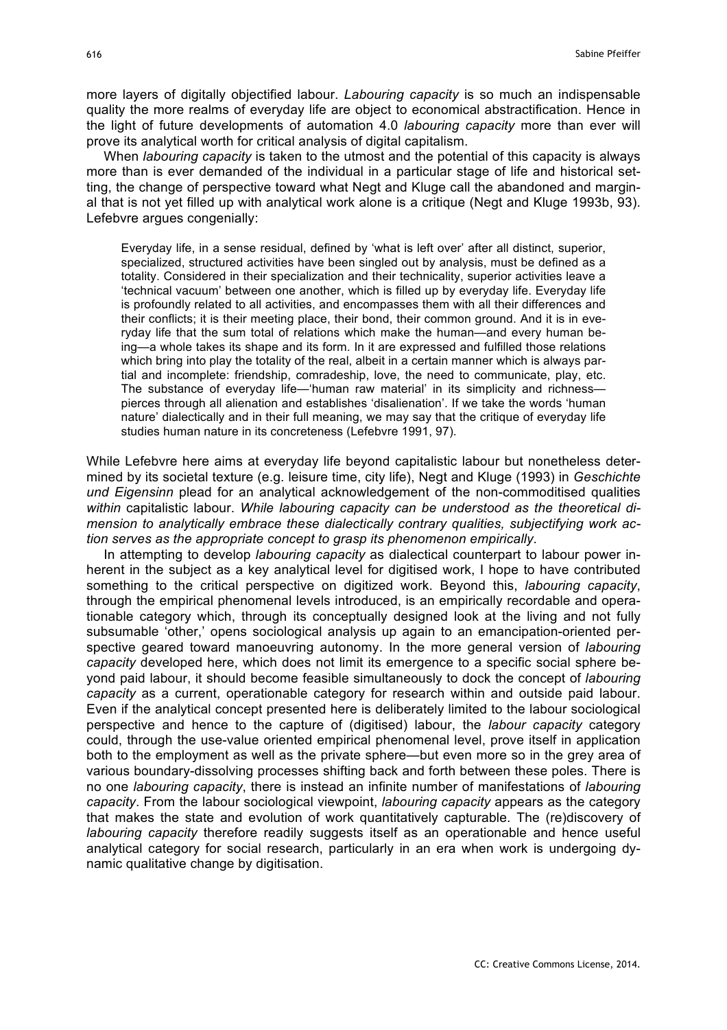more layers of digitally objectified labour. *Labouring capacity* is so much an indispensable quality the more realms of everyday life are object to economical abstractification. Hence in the light of future developments of automation 4.0 *labouring capacity* more than ever will prove its analytical worth for critical analysis of digital capitalism.

When *labouring capacity* is taken to the utmost and the potential of this capacity is always more than is ever demanded of the individual in a particular stage of life and historical setting, the change of perspective toward what Negt and Kluge call the abandoned and marginal that is not yet filled up with analytical work alone is a critique (Negt and Kluge 1993b, 93). Lefebvre argues congenially:

> Everyday life, in a sense residual, defined by 'what is left over' after all distinct, superior, specialized, structured activities have been singled out by analysis, must be defined as a totality. Considered in their specialization and their technicality, superior activities leave a 'technical vacuum' between one another, which is filled up by everyday life. Everyday life is profoundly related to all activities, and encompasses them with all their differences and their conflicts; it is their meeting place, their bond, their common ground. And it is in everyday life that the sum total of relations which make the human—and every human being—a whole takes its shape and its form. In it are expressed and fulfilled those relations which bring into play the totality of the real, albeit in a certain manner which is always partial and incomplete: friendship, comradeship, love, the need to communicate, play, etc. The substance of everyday life—'human raw material' in its simplicity and richness—pierces through all alienation and establishes 'disalienation'. If we take the words 'human nature' dialectically and in their full meaning, we may say that the critique of everyday life studies human nature in its concreteness (Lefebvre 1991, 97).

While Lefebvre here aims at everyday life beyond capitalistic labour but nonetheless determined by its societal texture (e.g. leisure time, city life), Negt and Kluge (1993) in *Geschichte und Eigensinn* plead for an analytical acknowledgement of the non-commoditised qualities *within* capitalistic labour. *While labouring capacity can be understood as the theoretical dimension to analytically embrace these dialectically contrary qualities, subjectifying work action serves as the appropriate concept to grasp its phenomenon empirically*.

In attempting to develop *labouring capacity* as dialectical counterpart to labour power inherent in the subject as a key analytical level for digitised work, I hope to have contributed something to the critical perspective on digitized work. Beyond this, *labouring capacity*, through the empirical phenomenal levels introduced, is an empirically recordable and operationable category which, through its conceptually designed look at the living and not fully subsumable 'other,' opens sociological analysis up again to an emancipation-oriented perspective geared toward manoeuvring autonomy. In the more general version of *labouring capacity* developed here, which does not limit its emergence to a specific social sphere beyond paid labour, it should become feasible simultaneously to dock the concept of *labouring capacity* as a current, operationable category for research within and outside paid labour. Even if the analytical concept presented here is deliberately limited to the labour sociological perspective and hence to the capture of (digitised) labour, the *labour capacity* category could, through the use-value oriented empirical phenomenal level, prove itself in application both to the employment as well as the private sphere—but even more so in the grey area of various boundary-dissolving processes shifting back and forth between these poles. There is no one *labouring capacity*, there is instead an infinite number of manifestations of *labouring capacity*. From the labour sociological viewpoint, *labouring capacity* appears as the category that makes the state and evolution of work quantitatively capturable. The (re)discovery of *labouring capacity* therefore readily suggests itself as an operationable and hence useful analytical category for social research, particularly in an era when work is undergoing dynamic qualitative change by digitisation.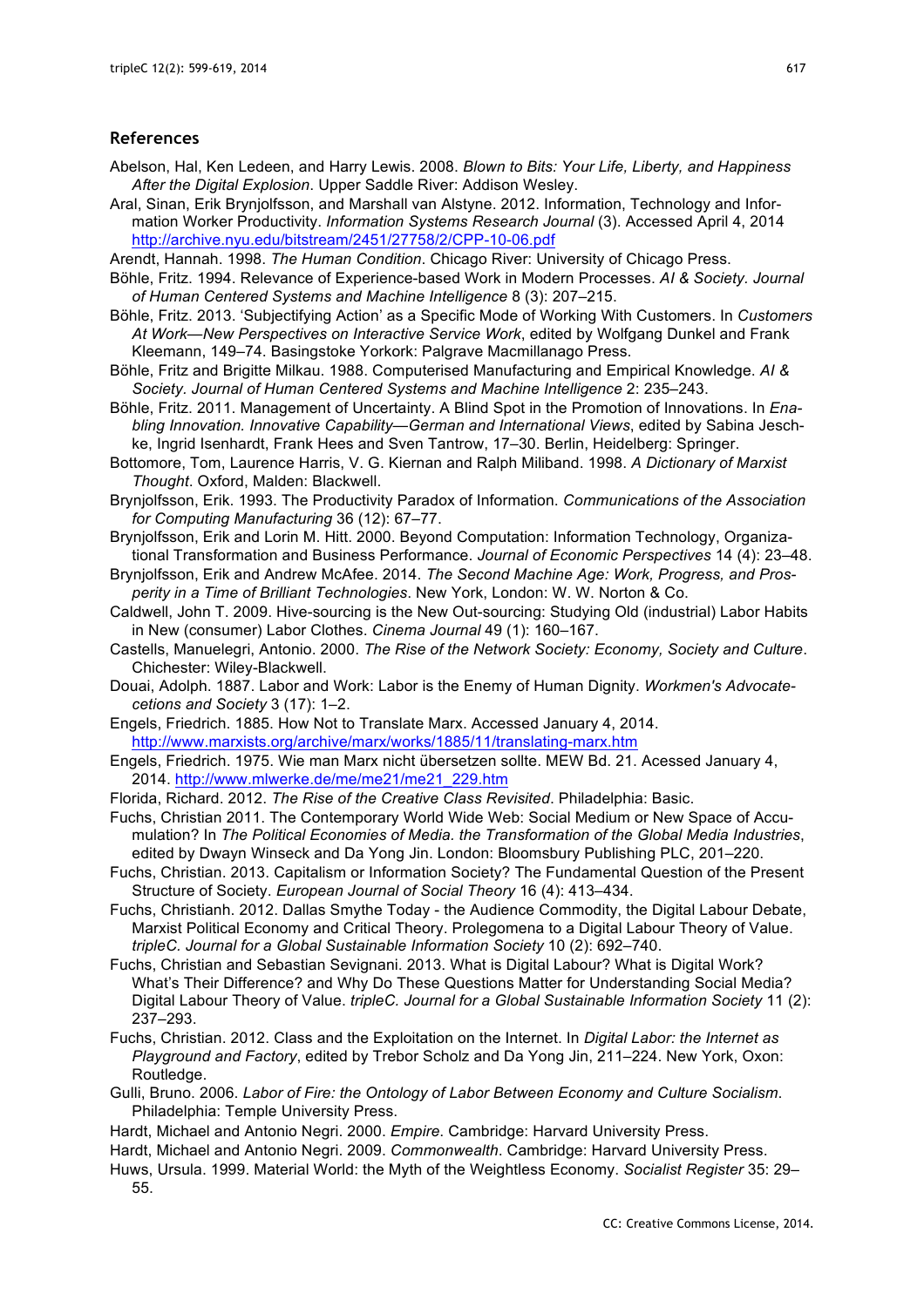## References

Abelson, Hal, Ken Ledeen, and Harry Lewis. 2008. *Blown to Bits: Your Life, Liberty, and Happiness After the Digital Explosion*. Upper Saddle River: Addison Wesley.

Aral, Sinan, Erik Brynjolfsson, and Marshall van Alstyne. 2012. Information, Technology and Information Worker Productivity. *Information Systems Research Journal* (3). Accessed April 4, 2014 http://archive.nyu.edu/bitstream/2451/27758/2/CPP-10-06.pdf

Arendt, Hannah. 1998. *The Human Condition*. Chicago River: University of Chicago Press.

Böhle, Fritz. 1994. Relevance of Experience-based Work in Modern Processes. *AI & Society. Journal of Human Centered Systems and Machine Intelligence* 8 (3): 207–215.

Böhle, Fritz. 2013. 'Subjectifying Action' as a Specific Mode of Working With Customers. In *Customers At Work—New Perspectives on Interactive Service Work*, edited by Wolfgang Dunkel and Frank Kleemann, 149–74. Basingstoke Yorkork: Palgrave Macmillanago Press.

Böhle, Fritz and Brigitte Milkau. 1988. Computerised Manufacturing and Empirical Knowledge. *AI & Society. Journal of Human Centered Systems and Machine Intelligence* 2: 235–243.

Böhle, Fritz. 2011. Management of Uncertainty. A Blind Spot in the Promotion of Innovations. In *Enabling Innovation. Innovative Capability—German and International Views*, edited by Sabina Jeschke, Ingrid Isenhardt, Frank Hees and Sven Tantrow, 17–30. Berlin, Heidelberg: Springer.

Bottomore, Tom, Laurence Harris, V. G. Kiernan and Ralph Miliband. 1998. *A Dictionary of Marxist Thought*. Oxford, Malden: Blackwell.

Brynjolfsson, Erik. 1993. The Productivity Paradox of Information. *Communications of the Association for Computing Manufacturing* 36 (12): 67–77.

Brynjolfsson, Erik and Lorin M. Hitt. 2000. Beyond Computation: Information Technology, Organizational Transformation and Business Performance. *Journal of Economic Perspectives* 14 (4): 23–48.

Brynjolfsson, Erik and Andrew McAfee. 2014. *The Second Machine Age: Work, Progress, and Prosperity in a Time of Brilliant Technologies*. New York, London: W. W. Norton & Co.

Caldwell, John T. 2009. Hive-sourcing is the New Out-sourcing: Studying Old (industrial) Labor Habits in New (consumer) Labor Clothes. *Cinema Journal* 49 (1): 160–167.

Castells, Manuelegri, Antonio. 2000. *The Rise of the Network Society: Economy, Society and Culture*. Chichester: Wiley-Blackwell.

Douai, Adolph. 1887. Labor and Work: Labor is the Enemy of Human Dignity. *Workmen's Advocatecetions and Society* 3 (17): 1–2.

Engels, Friedrich. 1885. How Not to Translate Marx. Accessed January 4, 2014. http://www.marxists.org/archive/marx/works/1885/11/translating-marx.htm

Engels, Friedrich. 1975. Wie man Marx nicht übersetzen sollte. MEW Bd. 21. Acessed January 4, 2014. http://www.mlwerke.de/me/me21/me21_229.htm

Florida, Richard. 2012. *The Rise of the Creative Class Revisited*. Philadelphia: Basic.

Fuchs, Christian 2011. The Contemporary World Wide Web: Social Medium or New Space of Accumulation? In *The Political Economies of Media. the Transformation of the Global Media Industries*, edited by Dwayn Winseck and Da Yong Jin. London: Bloomsbury Publishing PLC, 201–220.

Fuchs, Christian. 2013. Capitalism or Information Society? The Fundamental Question of the Present Structure of Society. *European Journal of Social Theory* 16 (4): 413–434.

Fuchs, Christianh. 2012. Dallas Smythe Today - the Audience Commodity, the Digital Labour Debate, Marxist Political Economy and Critical Theory. Prolegomena to a Digital Labour Theory of Value. *tripleC. Journal for a Global Sustainable Information Society* 10 (2): 692–740.

Fuchs, Christian and Sebastian Sevignani. 2013. What is Digital Labour? What is Digital Work? What's Their Difference? and Why Do These Questions Matter for Understanding Social Media? Digital Labour Theory of Value. *tripleC. Journal for a Global Sustainable Information Society* 11 (2): 237–293.

Fuchs, Christian. 2012. Class and the Exploitation on the Internet. In *Digital Labor: the Internet as Playground and Factory*, edited by Trebor Scholz and Da Yong Jin, 211–224. New York, Oxon: Routledge.

Gulli, Bruno. 2006. *Labor of Fire: the Ontology of Labor Between Economy and Culture Socialism*. Philadelphia: Temple University Press.

Hardt, Michael and Antonio Negri. 2000. *Empire*. Cambridge: Harvard University Press.

Hardt, Michael and Antonio Negri. 2009. *Commonwealth*. Cambridge: Harvard University Press.

Huws, Ursula. 1999. Material World: the Myth of the Weightless Economy. *Socialist Register* 35: 29–55.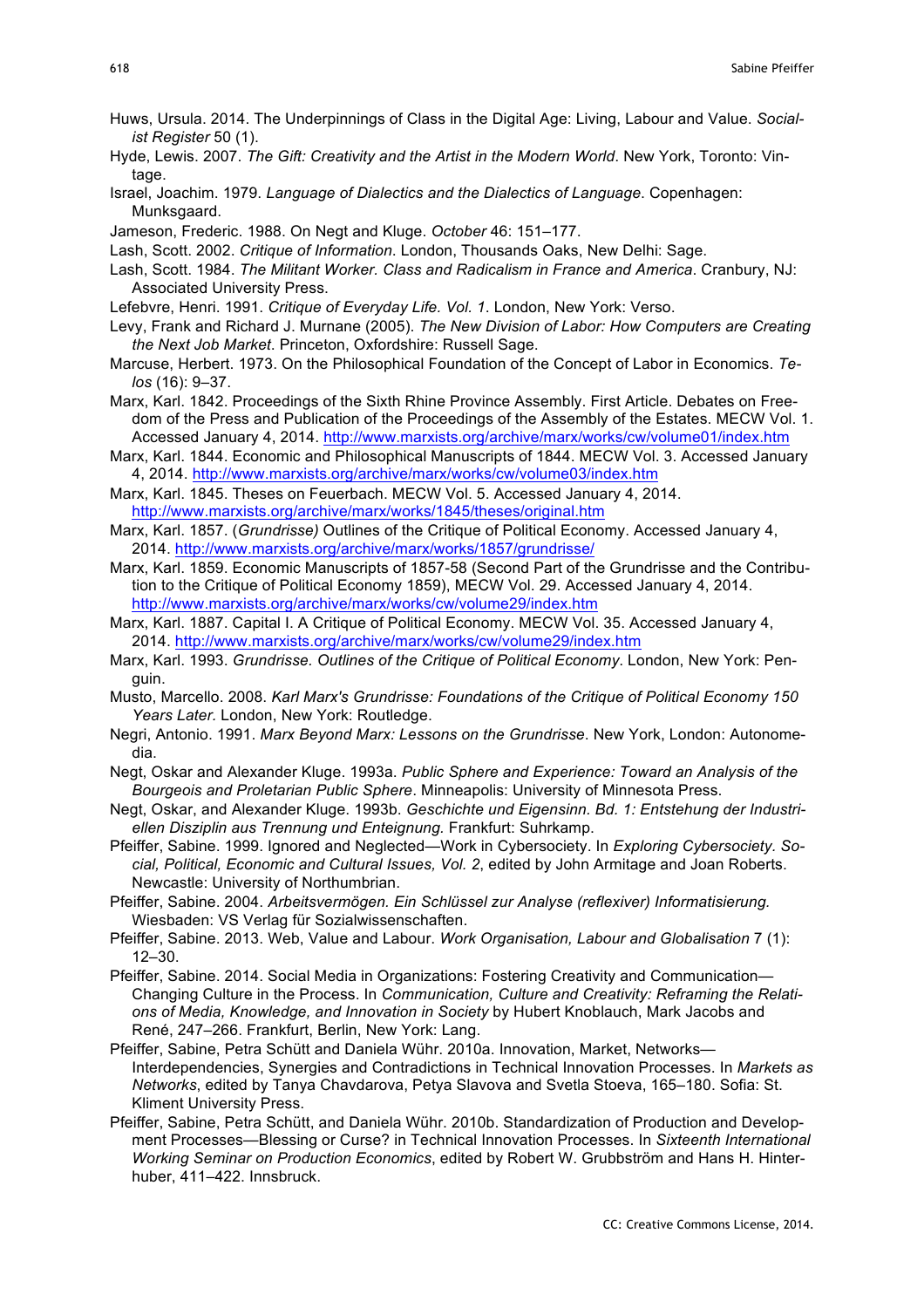Huws, Ursula. 2014. The Underpinnings of Class in the Digital Age: Living, Labour and Value. *Socialist Register* 50 (1).

Hyde, Lewis. 2007. *The Gift: Creativity and the Artist in the Modern World*. New York, Toronto: Vintage.

Israel, Joachim. 1979. *Language of Dialectics and the Dialectics of Language*. Copenhagen: Munksgaard.

Jameson, Frederic. 1988. On Negt and Kluge. *October* 46: 151–177.

Lash, Scott. 2002. *Critique of Information*. London, Thousands Oaks, New Delhi: Sage.

Lash, Scott. 1984. *The Militant Worker. Class and Radicalism in France and America*. Cranbury, NJ: Associated University Press.

Lefebvre, Henri. 1991. *Critique of Everyday Life. Vol. 1*. London, New York: Verso.

Levy, Frank and Richard J. Murnane (2005). *The New Division of Labor: How Computers are Creating the Next Job Market*. Princeton, Oxfordshire: Russell Sage.

Marcuse, Herbert. 1973. On the Philosophical Foundation of the Concept of Labor in Economics. *Telos* (16): 9–37.

Marx, Karl. 1842. Proceedings of the Sixth Rhine Province Assembly. First Article. Debates on Freedom of the Press and Publication of the Proceedings of the Assembly of the Estates. MECW Vol. 1. Accessed January 4, 2014. http://www.marxists.org/archive/marx/works/cw/volume01/index.htm

Marx, Karl. 1844. Economic and Philosophical Manuscripts of 1844. MECW Vol. 3. Accessed January 4, 2014. http://www.marxists.org/archive/marx/works/cw/volume03/index.htm

Marx, Karl. 1845. Theses on Feuerbach. MECW Vol. 5. Accessed January 4, 2014. http://www.marxists.org/archive/marx/works/1845/theses/original.htm

Marx, Karl. 1857. (*Grundrisse)* Outlines of the Critique of Political Economy. Accessed January 4, 2014. http://www.marxists.org/archive/marx/works/1857/grundrisse/

Marx, Karl. 1859. Economic Manuscripts of 1857-58 (Second Part of the Grundrisse and the Contribution to the Critique of Political Economy 1859), MECW Vol. 29. Accessed January 4, 2014. http://www.marxists.org/archive/marx/works/cw/volume29/index.htm

Marx, Karl. 1887. Capital I. A Critique of Political Economy. MECW Vol. 35. Accessed January 4, 2014. http://www.marxists.org/archive/marx/works/cw/volume29/index.htm

Marx, Karl. 1993. *Grundrisse. Outlines of the Critique of Political Economy*. London, New York: Penguin.

Musto, Marcello. 2008. *Karl Marx's Grundrisse: Foundations of the Critique of Political Economy 150 Years Later.* London, New York: Routledge.

Negri, Antonio. 1991. *Marx Beyond Marx: Lessons on the Grundrisse*. New York, London: Autonomedia.

Negt, Oskar and Alexander Kluge. 1993a. *Public Sphere and Experience: Toward an Analysis of the Bourgeois and Proletarian Public Sphere*. Minneapolis: University of Minnesota Press.

Negt, Oskar, and Alexander Kluge. 1993b. *Geschichte und Eigensinn. Bd. 1: Entstehung der Industriellen Disziplin aus Trennung und Enteignung.* Frankfurt: Suhrkamp.

Pfeiffer, Sabine. 1999. Ignored and Neglected—Work in Cybersociety. In *Exploring Cybersociety. Social, Political, Economic and Cultural Issues, Vol. 2*, edited by John Armitage and Joan Roberts. Newcastle: University of Northumbrian.

Pfeiffer, Sabine. 2004. *Arbeitsvermögen. Ein Schlüssel zur Analyse (reflexiver) Informatisierung.* Wiesbaden: VS Verlag für Sozialwissenschaften.

Pfeiffer, Sabine. 2013. Web, Value and Labour. *Work Organisation, Labour and Globalisation* 7 (1): 12–30.

Pfeiffer, Sabine. 2014. Social Media in Organizations: Fostering Creativity and Communication—Changing Culture in the Process. In *Communication, Culture and Creativity: Reframing the Relations of Media, Knowledge, and Innovation in Society* by Hubert Knoblauch, Mark Jacobs and René, 247–266. Frankfurt, Berlin, New York: Lang.

Pfeiffer, Sabine, Petra Schütt and Daniela Wühr. 2010a. Innovation, Market, Networks—Interdependencies, Synergies and Contradictions in Technical Innovation Processes. In *Markets as Networks*, edited by Tanya Chavdarova, Petya Slavova and Svetla Stoeva, 165–180. Sofia: St. Kliment University Press.

Pfeiffer, Sabine, Petra Schütt, and Daniela Wühr. 2010b. Standardization of Production and Development Processes—Blessing or Curse? in Technical Innovation Processes. In *Sixteenth International Working Seminar on Production Economics*, edited by Robert W. Grubbström and Hans H. Hinterhuber, 411–422. Innsbruck.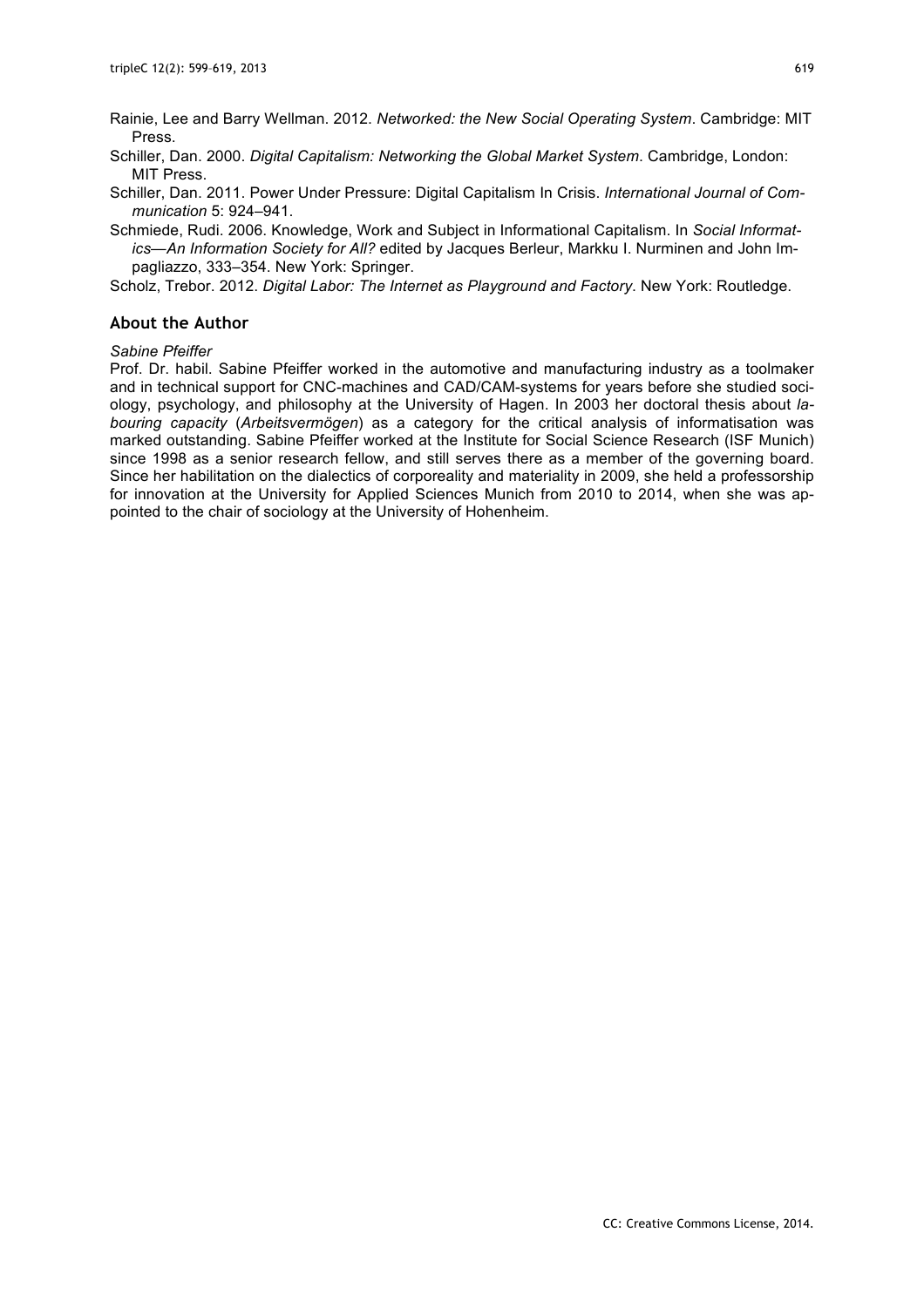Rainie, Lee and Barry Wellman. 2012. *Networked: the New Social Operating System*. Cambridge: MIT Press.

Schiller, Dan. 2000. *Digital Capitalism: Networking the Global Market System*. Cambridge, London: MIT Press.

Schiller, Dan. 2011. Power Under Pressure: Digital Capitalism In Crisis. *International Journal of Communication* 5: 924–941.

Schmiede, Rudi. 2006. Knowledge, Work and Subject in Informational Capitalism. In *Social Informatics—An Information Society for All?* edited by Jacques Berleur, Markku I. Nurminen and John Impagliazzo, 333–354. New York: Springer.

Scholz, Trebor. 2012. *Digital Labor: The Internet as Playground and Factory*. New York: Routledge.

## About the Author

*Sabine Pfeiffer*

Prof. Dr. habil. Sabine Pfeiffer worked in the automotive and manufacturing industry as a toolmaker and in technical support for CNC-machines and CAD/CAM-systems for years before she studied sociology, psychology, and philosophy at the University of Hagen. In 2003 her doctoral thesis about *labouring capacity* (*Arbeitsvermögen*) as a category for the critical analysis of informatisation was marked outstanding. Sabine Pfeiffer worked at the Institute for Social Science Research (ISF Munich) since 1998 as a senior research fellow, and still serves there as a member of the governing board. Since her habilitation on the dialectics of corporeality and materiality in 2009, she held a professorship for innovation at the University for Applied Sciences Munich from 2010 to 2014, when she was appointed to the chair of sociology at the University of Hohenheim.